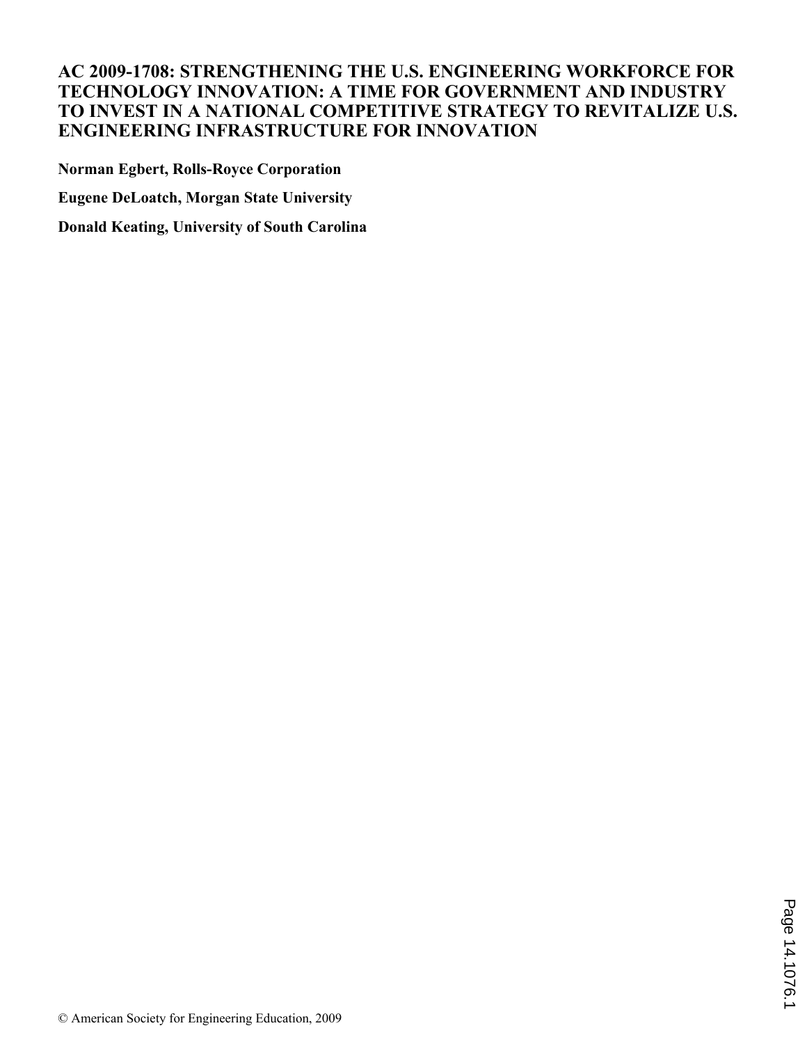# AC 2009-1708: STRENGTHENING THE U.S. ENGINEERING WORKFORCE FOR TECHNOLOGY INNOVATION: A TIME FOR GOVERNMENT AND INDUSTRY TO INVEST IN A NATIONAL COMPETITIVE STRATEGY TO REVITALIZE U.S. ENGINEERING INFRASTRUCTURE FOR INNOVATION

**Norman Egbert, Rolls-Royce Corporation**

**Eugene DeLoatch, Morgan State University**

**Donald Keating, University of South Carolina**

© American Society for Engineering Education, 2009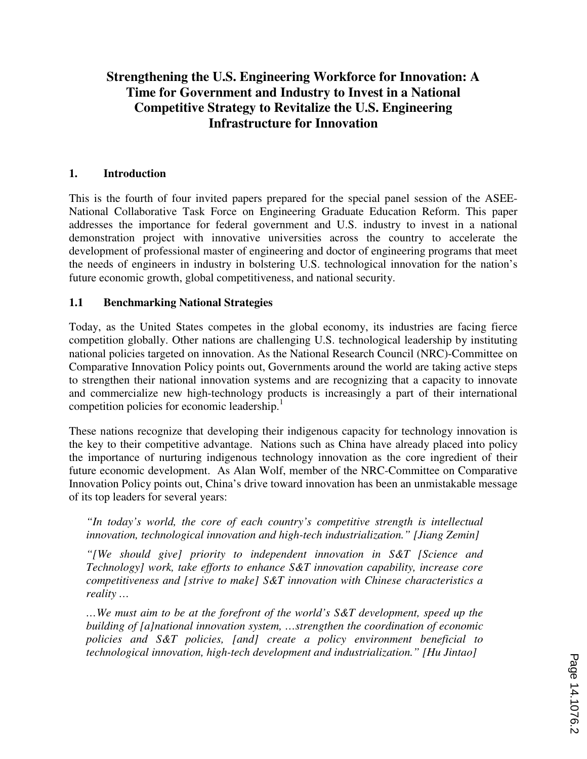# Strengthening the U.S. Engineering Workforce for Innovation: A Time for Government and Industry to Invest in a National Competitive Strategy to Revitalize the U.S. Engineering Infrastructure for Innovation

## 1. Introduction

This is the fourth of four invited papers prepared for the special panel session of the ASEE-National Collaborative Task Force on Engineering Graduate Education Reform. This paper addresses the importance for federal government and U.S. industry to invest in a national demonstration project with innovative universities across the country to accelerate the development of professional master of engineering and doctor of engineering programs that meet the needs of engineers in industry in bolstering U.S. technological innovation for the nation's future economic growth, global competitiveness, and national security.

### 1.1 Benchmarking National Strategies

Today, as the United States competes in the global economy, its industries are facing fierce competition globally. Other nations are challenging U.S. technological leadership by instituting national policies targeted on innovation. As the National Research Council (NRC)-Committee on Comparative Innovation Policy points out, Governments around the world are taking active steps to strengthen their national innovation systems and are recognizing that a capacity to innovate and commercialize new high-technology products is increasingly a part of their international competition policies for economic leadership.[1]

These nations recognize that developing their indigenous capacity for technology innovation is the key to their competitive advantage. Nations such as China have already placed into policy the importance of nurturing indigenous technology innovation as the core ingredient of their future economic development. As Alan Wolf, member of the NRC-Committee on Comparative Innovation Policy points out, China's drive toward innovation has been an unmistakable message of its top leaders for several years:

> *"In today's world, the core of each country's competitive strength is intellectual innovation, technological innovation and high-tech industrialization." [Jiang Zemin]*
>
> *"[We should give] priority to independent innovation in S&T [Science and Technology] work, take efforts to enhance S&T innovation capability, increase core competitiveness and [strive to make] S&T innovation with Chinese characteristics a reality …*
>
> *…We must aim to be at the forefront of the world's S&T development, speed up the building of [a]national innovation system, …strengthen the coordination of economic policies and S&T policies, [and] create a policy environment beneficial to technological innovation, high-tech development and industrialization." [Hu Jintao]*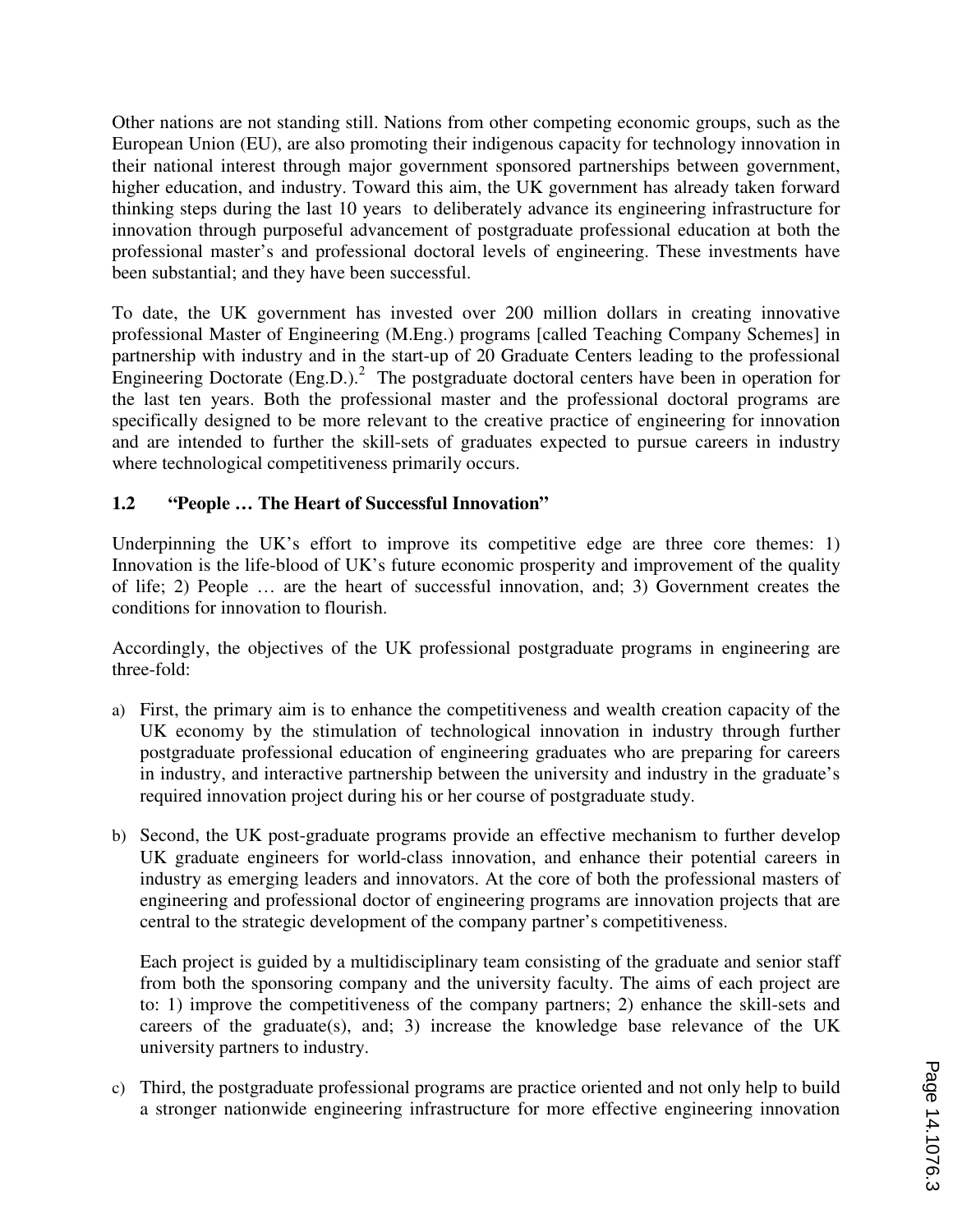Other nations are not standing still. Nations from other competing economic groups, such as the European Union (EU), are also promoting their indigenous capacity for technology innovation in their national interest through major government sponsored partnerships between government, higher education, and industry. Toward this aim, the UK government has already taken forward thinking steps during the last 10 years to deliberately advance its engineering infrastructure for innovation through purposeful advancement of postgraduate professional education at both the professional master's and professional doctoral levels of engineering. These investments have been substantial; and they have been successful.

To date, the UK government has invested over 200 million dollars in creating innovative professional Master of Engineering (M.Eng.) programs [called Teaching Company Schemes] in partnership with industry and in the start-up of 20 Graduate Centers leading to the professional Engineering Doctorate (Eng.D.).[2] The postgraduate doctoral centers have been in operation for the last ten years. Both the professional master and the professional doctoral programs are specifically designed to be more relevant to the creative practice of engineering for innovation and are intended to further the skill-sets of graduates expected to pursue careers in industry where technological competitiveness primarily occurs.

### 1.2 "People … The Heart of Successful Innovation"

Underpinning the UK's effort to improve its competitive edge are three core themes: 1) Innovation is the life-blood of UK's future economic prosperity and improvement of the quality of life; 2) People … are the heart of successful innovation, and; 3) Government creates the conditions for innovation to flourish.

Accordingly, the objectives of the UK professional postgraduate programs in engineering are three-fold:

a) First, the primary aim is to enhance the competitiveness and wealth creation capacity of the UK economy by the stimulation of technological innovation in industry through further postgraduate professional education of engineering graduates who are preparing for careers in industry, and interactive partnership between the university and industry in the graduate's required innovation project during his or her course of postgraduate study.

b) Second, the UK post-graduate programs provide an effective mechanism to further develop UK graduate engineers for world-class innovation, and enhance their potential careers in industry as emerging leaders and innovators. At the core of both the professional masters of engineering and professional doctor of engineering programs are innovation projects that are central to the strategic development of the company partner's competitiveness.

   Each project is guided by a multidisciplinary team consisting of the graduate and senior staff from both the sponsoring company and the university faculty. The aims of each project are to: 1) improve the competitiveness of the company partners; 2) enhance the skill-sets and careers of the graduate(s), and; 3) increase the knowledge base relevance of the UK university partners to industry.

c) Third, the postgraduate professional programs are practice oriented and not only help to build a stronger nationwide engineering infrastructure for more effective engineering innovation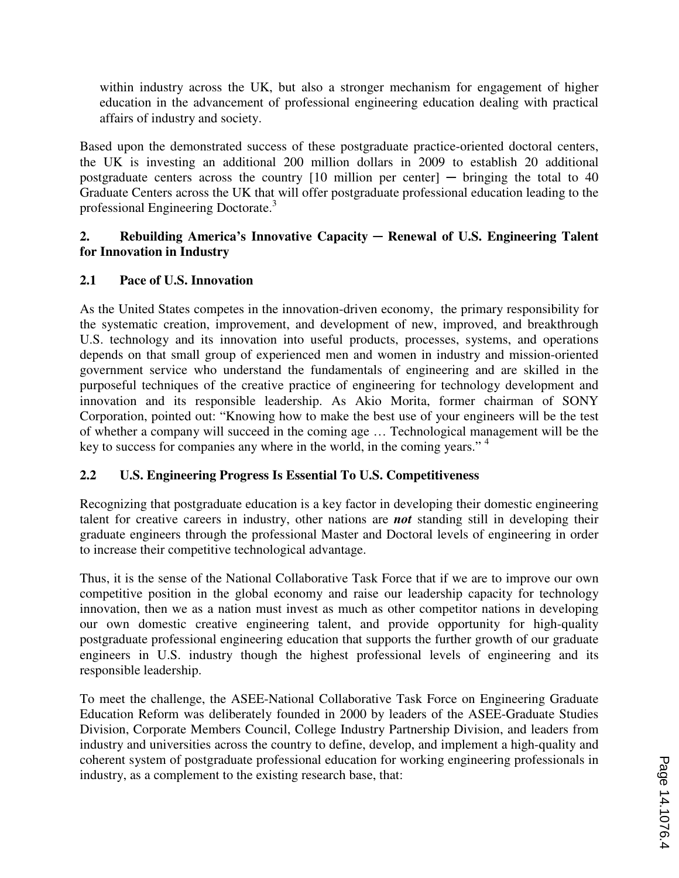within industry across the UK, but also a stronger mechanism for engagement of higher education in the advancement of professional engineering education dealing with practical affairs of industry and society.

Based upon the demonstrated success of these postgraduate practice-oriented doctoral centers, the UK is investing an additional 200 million dollars in 2009 to establish 20 additional postgraduate centers across the country [10 million per center] ─ bringing the total to 40 Graduate Centers across the UK that will offer postgraduate professional education leading to the professional Engineering Doctorate.[3]

## 2. Rebuilding America's Innovative Capacity ─ Renewal of U.S. Engineering Talent for Innovation in Industry

### 2.1 Pace of U.S. Innovation

As the United States competes in the innovation-driven economy, the primary responsibility for the systematic creation, improvement, and development of new, improved, and breakthrough U.S. technology and its innovation into useful products, processes, systems, and operations depends on that small group of experienced men and women in industry and mission-oriented government service who understand the fundamentals of engineering and are skilled in the purposeful techniques of the creative practice of engineering for technology development and innovation and its responsible leadership. As Akio Morita, former chairman of SONY Corporation, pointed out: "Knowing how to make the best use of your engineers will be the test of whether a company will succeed in the coming age … Technological management will be the key to success for companies any where in the world, in the coming years." [4]

### 2.2 U.S. Engineering Progress Is Essential To U.S. Competitiveness

Recognizing that postgraduate education is a key factor in developing their domestic engineering talent for creative careers in industry, other nations are ***not*** standing still in developing their graduate engineers through the professional Master and Doctoral levels of engineering in order to increase their competitive technological advantage.

Thus, it is the sense of the National Collaborative Task Force that if we are to improve our own competitive position in the global economy and raise our leadership capacity for technology innovation, then we as a nation must invest as much as other competitor nations in developing our own domestic creative engineering talent, and provide opportunity for high-quality postgraduate professional engineering education that supports the further growth of our graduate engineers in U.S. industry though the highest professional levels of engineering and its responsible leadership.

To meet the challenge, the ASEE-National Collaborative Task Force on Engineering Graduate Education Reform was deliberately founded in 2000 by leaders of the ASEE-Graduate Studies Division, Corporate Members Council, College Industry Partnership Division, and leaders from industry and universities across the country to define, develop, and implement a high-quality and coherent system of postgraduate professional education for working engineering professionals in industry, as a complement to the existing research base, that: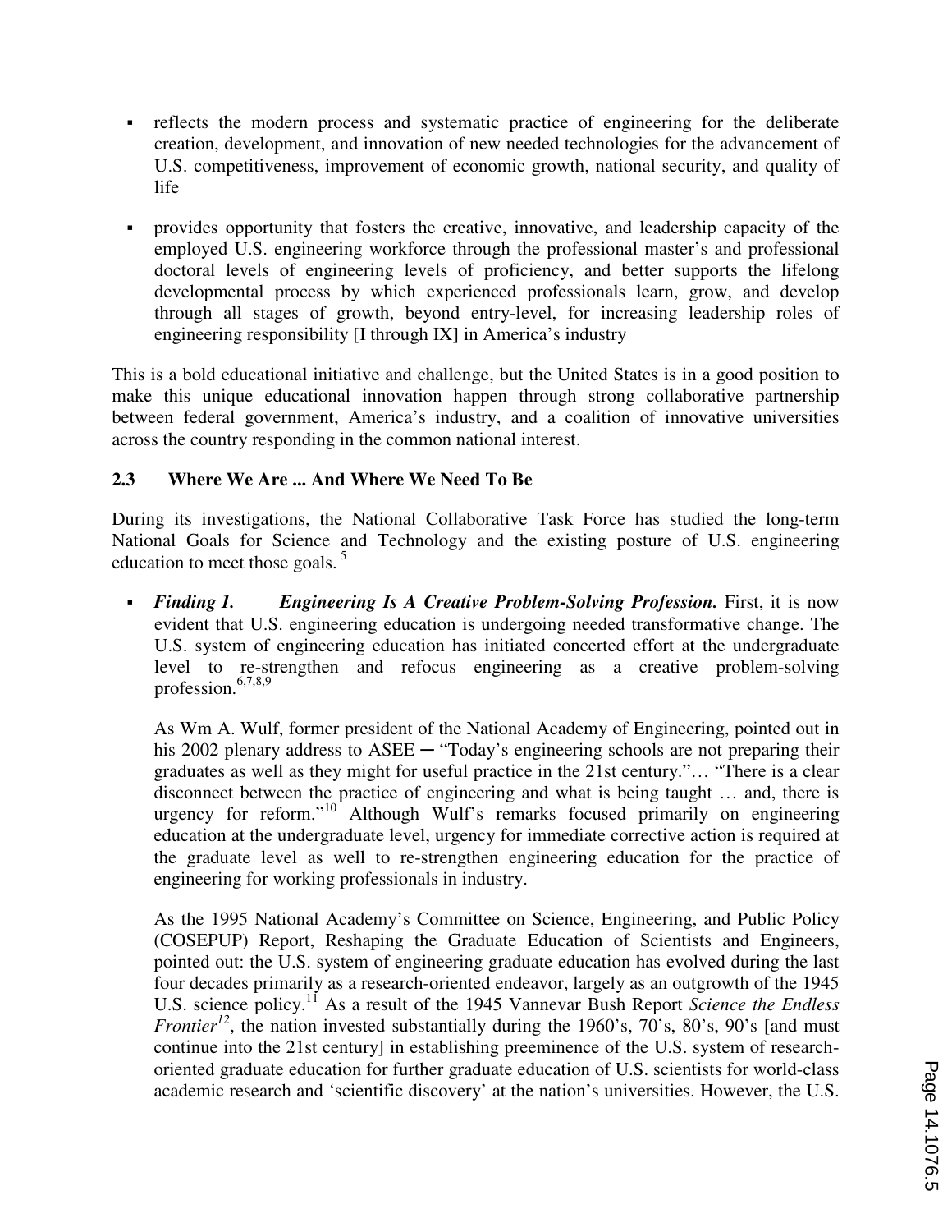- reflects the modern process and systematic practice of engineering for the deliberate creation, development, and innovation of new needed technologies for the advancement of U.S. competitiveness, improvement of economic growth, national security, and quality of life

- provides opportunity that fosters the creative, innovative, and leadership capacity of the employed U.S. engineering workforce through the professional master's and professional doctoral levels of engineering levels of proficiency, and better supports the lifelong developmental process by which experienced professionals learn, grow, and develop through all stages of growth, beyond entry-level, for increasing leadership roles of engineering responsibility [I through IX] in America's industry

This is a bold educational initiative and challenge, but the United States is in a good position to make this unique educational innovation happen through strong collaborative partnership between federal government, America's industry, and a coalition of innovative universities across the country responding in the common national interest.

### 2.3 Where We Are ... And Where We Need To Be

During its investigations, the National Collaborative Task Force has studied the long-term National Goals for Science and Technology and the existing posture of U.S. engineering education to meet those goals. [5]

- ***Finding 1. Engineering Is A Creative Problem-Solving Profession.*** First, it is now evident that U.S. engineering education is undergoing needed transformative change. The U.S. system of engineering education has initiated concerted effort at the undergraduate level to re-strengthen and refocus engineering as a creative problem-solving profession.[6,7,8,9]

  As Wm A. Wulf, former president of the National Academy of Engineering, pointed out in his 2002 plenary address to ASEE ─ "Today's engineering schools are not preparing their graduates as well as they might for useful practice in the 21st century."… "There is a clear disconnect between the practice of engineering and what is being taught … and, there is urgency for reform."[10] Although Wulf's remarks focused primarily on engineering education at the undergraduate level, urgency for immediate corrective action is required at the graduate level as well to re-strengthen engineering education for the practice of engineering for working professionals in industry.

  As the 1995 National Academy's Committee on Science, Engineering, and Public Policy (COSEPUP) Report, Reshaping the Graduate Education of Scientists and Engineers, pointed out: the U.S. system of engineering graduate education has evolved during the last four decades primarily as a research-oriented endeavor, largely as an outgrowth of the 1945 U.S. science policy.[11] As a result of the 1945 Vannevar Bush Report *Science the Endless Frontier*[12], the nation invested substantially during the 1960's, 70's, 80's, 90's [and must continue into the 21st century] in establishing preeminence of the U.S. system of research-oriented graduate education for further graduate education of U.S. scientists for world-class academic research and 'scientific discovery' at the nation's universities. However, the U.S.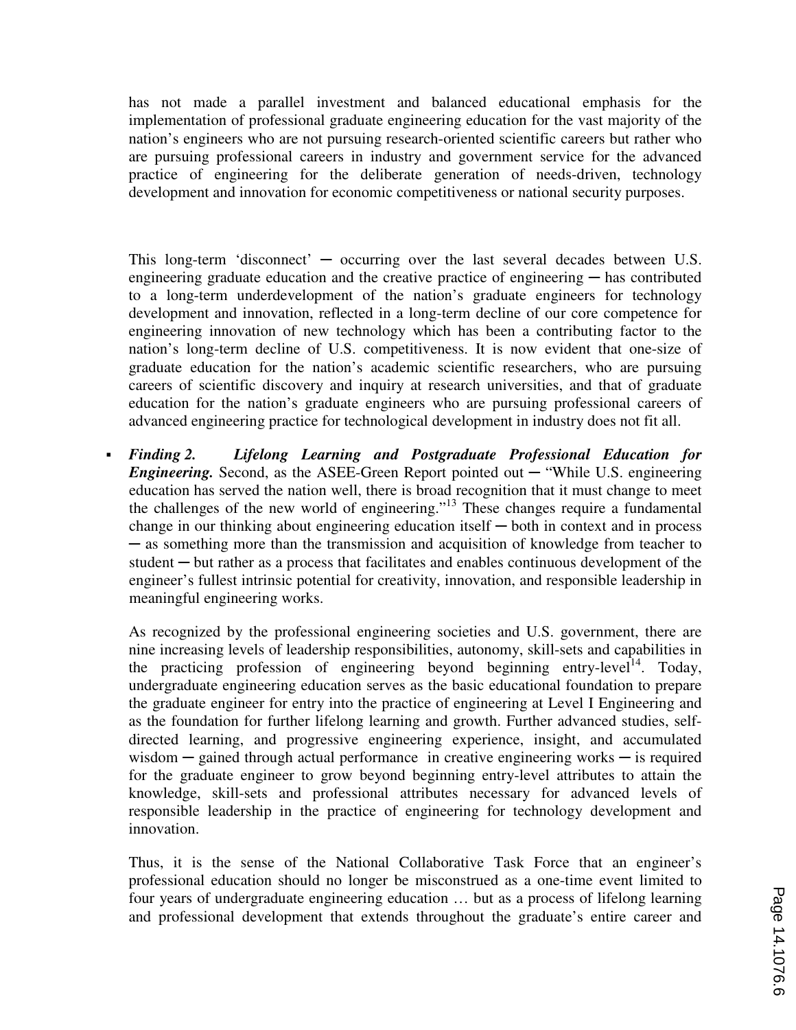has not made a parallel investment and balanced educational emphasis for the implementation of professional graduate engineering education for the vast majority of the nation's engineers who are not pursuing research-oriented scientific careers but rather who are pursuing professional careers in industry and government service for the advanced practice of engineering for the deliberate generation of needs-driven, technology development and innovation for economic competitiveness or national security purposes.

This long-term 'disconnect' ─ occurring over the last several decades between U.S. engineering graduate education and the creative practice of engineering ─ has contributed to a long-term underdevelopment of the nation's graduate engineers for technology development and innovation, reflected in a long-term decline of our core competence for engineering innovation of new technology which has been a contributing factor to the nation's long-term decline of U.S. competitiveness. It is now evident that one-size of graduate education for the nation's academic scientific researchers, who are pursuing careers of scientific discovery and inquiry at research universities, and that of graduate education for the nation's graduate engineers who are pursuing professional careers of advanced engineering practice for technological development in industry does not fit all.

- ***Finding 2. Lifelong Learning and Postgraduate Professional Education for Engineering.*** Second, as the ASEE-Green Report pointed out ─ "While U.S. engineering education has served the nation well, there is broad recognition that it must change to meet the challenges of the new world of engineering."[13] These changes require a fundamental change in our thinking about engineering education itself ─ both in context and in process ─ as something more than the transmission and acquisition of knowledge from teacher to student ─ but rather as a process that facilitates and enables continuous development of the engineer's fullest intrinsic potential for creativity, innovation, and responsible leadership in meaningful engineering works.

  As recognized by the professional engineering societies and U.S. government, there are nine increasing levels of leadership responsibilities, autonomy, skill-sets and capabilities in the practicing profession of engineering beyond beginning entry-level[14]. Today, undergraduate engineering education serves as the basic educational foundation to prepare the graduate engineer for entry into the practice of engineering at Level I Engineering and as the foundation for further lifelong learning and growth. Further advanced studies, self-directed learning, and progressive engineering experience, insight, and accumulated wisdom ─ gained through actual performance in creative engineering works ─ is required for the graduate engineer to grow beyond beginning entry-level attributes to attain the knowledge, skill-sets and professional attributes necessary for advanced levels of responsible leadership in the practice of engineering for technology development and innovation.

  Thus, it is the sense of the National Collaborative Task Force that an engineer's professional education should no longer be misconstrued as a one-time event limited to four years of undergraduate engineering education … but as a process of lifelong learning and professional development that extends throughout the graduate's entire career and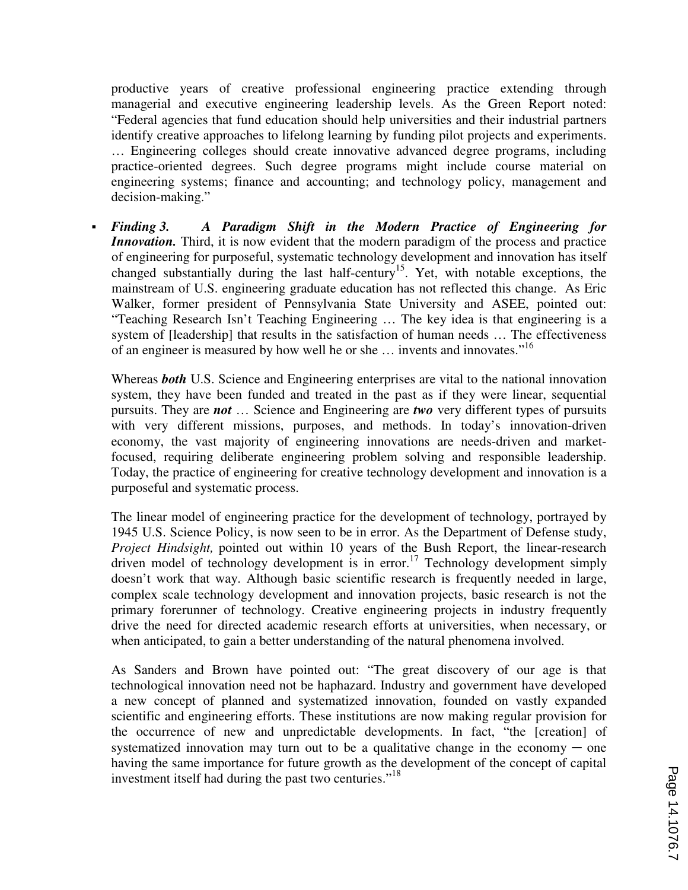productive years of creative professional engineering practice extending through managerial and executive engineering leadership levels. As the Green Report noted: "Federal agencies that fund education should help universities and their industrial partners identify creative approaches to lifelong learning by funding pilot projects and experiments. … Engineering colleges should create innovative advanced degree programs, including practice-oriented degrees. Such degree programs might include course material on engineering systems; finance and accounting; and technology policy, management and decision-making."

- ***Finding 3. A Paradigm Shift in the Modern Practice of Engineering for Innovation.*** Third, it is now evident that the modern paradigm of the process and practice of engineering for purposeful, systematic technology development and innovation has itself changed substantially during the last half-century[15]. Yet, with notable exceptions, the mainstream of U.S. engineering graduate education has not reflected this change. As Eric Walker, former president of Pennsylvania State University and ASEE, pointed out: "Teaching Research Isn't Teaching Engineering … The key idea is that engineering is a system of [leadership] that results in the satisfaction of human needs … The effectiveness of an engineer is measured by how well he or she … invents and innovates."[16]

  Whereas ***both*** U.S. Science and Engineering enterprises are vital to the national innovation system, they have been funded and treated in the past as if they were linear, sequential pursuits. They are ***not*** … Science and Engineering are ***two*** very different types of pursuits with very different missions, purposes, and methods. In today's innovation-driven economy, the vast majority of engineering innovations are needs-driven and market-focused, requiring deliberate engineering problem solving and responsible leadership. Today, the practice of engineering for creative technology development and innovation is a purposeful and systematic process.

  The linear model of engineering practice for the development of technology, portrayed by 1945 U.S. Science Policy, is now seen to be in error. As the Department of Defense study, *Project Hindsight,* pointed out within 10 years of the Bush Report, the linear-research driven model of technology development is in error.[17] Technology development simply doesn't work that way. Although basic scientific research is frequently needed in large, complex scale technology development and innovation projects, basic research is not the primary forerunner of technology. Creative engineering projects in industry frequently drive the need for directed academic research efforts at universities, when necessary, or when anticipated, to gain a better understanding of the natural phenomena involved.

  As Sanders and Brown have pointed out: "The great discovery of our age is that technological innovation need not be haphazard. Industry and government have developed a new concept of planned and systematized innovation, founded on vastly expanded scientific and engineering efforts. These institutions are now making regular provision for the occurrence of new and unpredictable developments. In fact, "the [creation] of systematized innovation may turn out to be a qualitative change in the economy ─ one having the same importance for future growth as the development of the concept of capital investment itself had during the past two centuries."[18]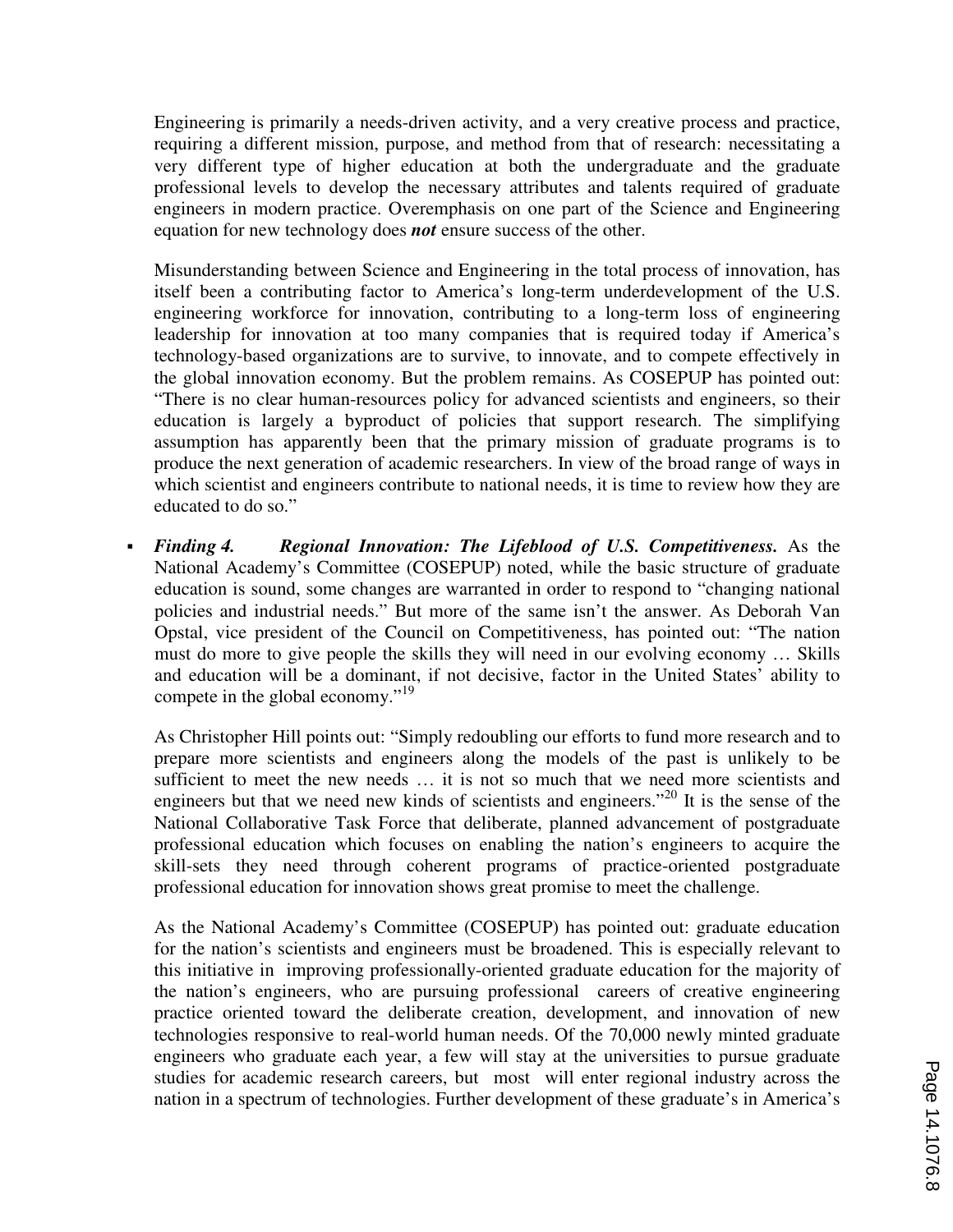Engineering is primarily a needs-driven activity, and a very creative process and practice, requiring a different mission, purpose, and method from that of research: necessitating a very different type of higher education at both the undergraduate and the graduate professional levels to develop the necessary attributes and talents required of graduate engineers in modern practice. Overemphasis on one part of the Science and Engineering equation for new technology does ***not*** ensure success of the other.

Misunderstanding between Science and Engineering in the total process of innovation, has itself been a contributing factor to America's long-term underdevelopment of the U.S. engineering workforce for innovation, contributing to a long-term loss of engineering leadership for innovation at too many companies that is required today if America's technology-based organizations are to survive, to innovate, and to compete effectively in the global innovation economy. But the problem remains. As COSEPUP has pointed out: "There is no clear human-resources policy for advanced scientists and engineers, so their education is largely a byproduct of policies that support research. The simplifying assumption has apparently been that the primary mission of graduate programs is to produce the next generation of academic researchers. In view of the broad range of ways in which scientist and engineers contribute to national needs, it is time to review how they are educated to do so."

- ***Finding 4. Regional Innovation: The Lifeblood of U.S. Competitiveness.*** As the National Academy's Committee (COSEPUP) noted, while the basic structure of graduate education is sound, some changes are warranted in order to respond to "changing national policies and industrial needs." But more of the same isn't the answer. As Deborah Van Opstal, vice president of the Council on Competitiveness, has pointed out: "The nation must do more to give people the skills they will need in our evolving economy … Skills and education will be a dominant, if not decisive, factor in the United States' ability to compete in the global economy."[19]

  As Christopher Hill points out: "Simply redoubling our efforts to fund more research and to prepare more scientists and engineers along the models of the past is unlikely to be sufficient to meet the new needs … it is not so much that we need more scientists and engineers but that we need new kinds of scientists and engineers."[20] It is the sense of the National Collaborative Task Force that deliberate, planned advancement of postgraduate professional education which focuses on enabling the nation's engineers to acquire the skill-sets they need through coherent programs of practice-oriented postgraduate professional education for innovation shows great promise to meet the challenge.

  As the National Academy's Committee (COSEPUP) has pointed out: graduate education for the nation's scientists and engineers must be broadened. This is especially relevant to this initiative in improving professionally-oriented graduate education for the majority of the nation's engineers, who are pursuing professional careers of creative engineering practice oriented toward the deliberate creation, development, and innovation of new technologies responsive to real-world human needs. Of the 70,000 newly minted graduate engineers who graduate each year, a few will stay at the universities to pursue graduate studies for academic research careers, but most will enter regional industry across the nation in a spectrum of technologies. Further development of these graduate's in America's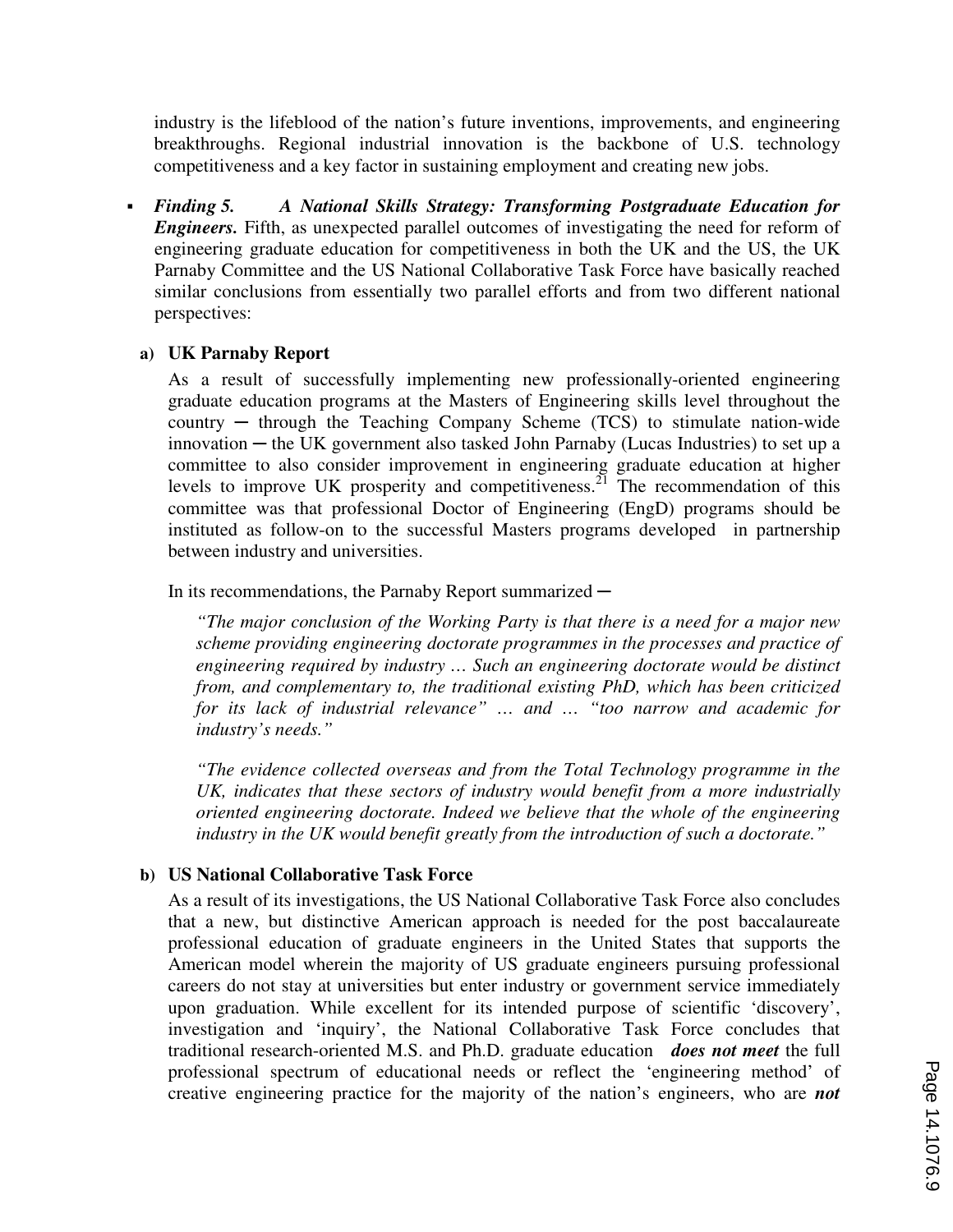industry is the lifeblood of the nation's future inventions, improvements, and engineering breakthroughs. Regional industrial innovation is the backbone of U.S. technology competitiveness and a key factor in sustaining employment and creating new jobs.

- ***Finding 5. A National Skills Strategy: Transforming Postgraduate Education for Engineers.*** Fifth, as unexpected parallel outcomes of investigating the need for reform of engineering graduate education for competitiveness in both the UK and the US, the UK Parnaby Committee and the US National Collaborative Task Force have basically reached similar conclusions from essentially two parallel efforts and from two different national perspectives:

  **a) UK Parnaby Report**

  As a result of successfully implementing new professionally-oriented engineering graduate education programs at the Masters of Engineering skills level throughout the country ─ through the Teaching Company Scheme (TCS) to stimulate nation-wide innovation ─ the UK government also tasked John Parnaby (Lucas Industries) to set up a committee to also consider improvement in engineering graduate education at higher levels to improve UK prosperity and competitiveness.[21] The recommendation of this committee was that professional Doctor of Engineering (EngD) programs should be instituted as follow-on to the successful Masters programs developed in partnership between industry and universities.

  In its recommendations, the Parnaby Report summarized ─

  > *"The major conclusion of the Working Party is that there is a need for a major new scheme providing engineering doctorate programmes in the processes and practice of engineering required by industry … Such an engineering doctorate would be distinct from, and complementary to, the traditional existing PhD, which has been criticized for its lack of industrial relevance" … and … "too narrow and academic for industry's needs."*
  >
  > *"The evidence collected overseas and from the Total Technology programme in the UK, indicates that these sectors of industry would benefit from a more industrially oriented engineering doctorate. Indeed we believe that the whole of the engineering industry in the UK would benefit greatly from the introduction of such a doctorate."*

  **b) US National Collaborative Task Force**

  As a result of its investigations, the US National Collaborative Task Force also concludes that a new, but distinctive American approach is needed for the post baccalaureate professional education of graduate engineers in the United States that supports the American model wherein the majority of US graduate engineers pursuing professional careers do not stay at universities but enter industry or government service immediately upon graduation. While excellent for its intended purpose of scientific 'discovery', investigation and 'inquiry', the National Collaborative Task Force concludes that traditional research-oriented M.S. and Ph.D. graduate education ***does not meet*** the full professional spectrum of educational needs or reflect the 'engineering method' of creative engineering practice for the majority of the nation's engineers, who are ***not***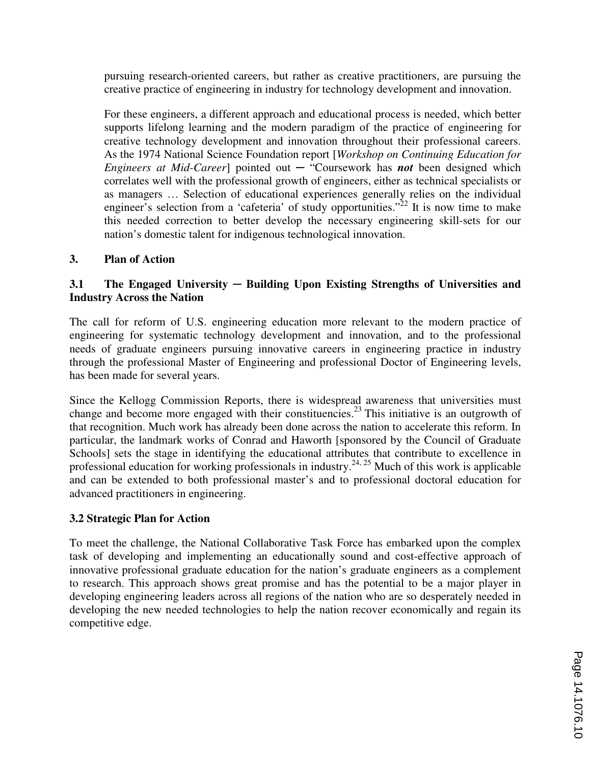pursuing research-oriented careers, but rather as creative practitioners, are pursuing the creative practice of engineering in industry for technology development and innovation.

For these engineers, a different approach and educational process is needed, which better supports lifelong learning and the modern paradigm of the practice of engineering for creative technology development and innovation throughout their professional careers. As the 1974 National Science Foundation report [*Workshop on Continuing Education for Engineers at Mid-Career*] pointed out ─ "Coursework has ***not*** been designed which correlates well with the professional growth of engineers, either as technical specialists or as managers … Selection of educational experiences generally relies on the individual engineer's selection from a 'cafeteria' of study opportunities."[22] It is now time to make this needed correction to better develop the necessary engineering skill-sets for our nation's domestic talent for indigenous technological innovation.

## 3. Plan of Action

### 3.1 The Engaged University ─ Building Upon Existing Strengths of Universities and Industry Across the Nation

The call for reform of U.S. engineering education more relevant to the modern practice of engineering for systematic technology development and innovation, and to the professional needs of graduate engineers pursuing innovative careers in engineering practice in industry through the professional Master of Engineering and professional Doctor of Engineering levels, has been made for several years.

Since the Kellogg Commission Reports, there is widespread awareness that universities must change and become more engaged with their constituencies.[23] This initiative is an outgrowth of that recognition. Much work has already been done across the nation to accelerate this reform. In particular, the landmark works of Conrad and Haworth [sponsored by the Council of Graduate Schools] sets the stage in identifying the educational attributes that contribute to excellence in professional education for working professionals in industry.[24, 25] Much of this work is applicable and can be extended to both professional master's and to professional doctoral education for advanced practitioners in engineering.

### 3.2 Strategic Plan for Action

To meet the challenge, the National Collaborative Task Force has embarked upon the complex task of developing and implementing an educationally sound and cost-effective approach of innovative professional graduate education for the nation's graduate engineers as a complement to research. This approach shows great promise and has the potential to be a major player in developing engineering leaders across all regions of the nation who are so desperately needed in developing the new needed technologies to help the nation recover economically and regain its competitive edge.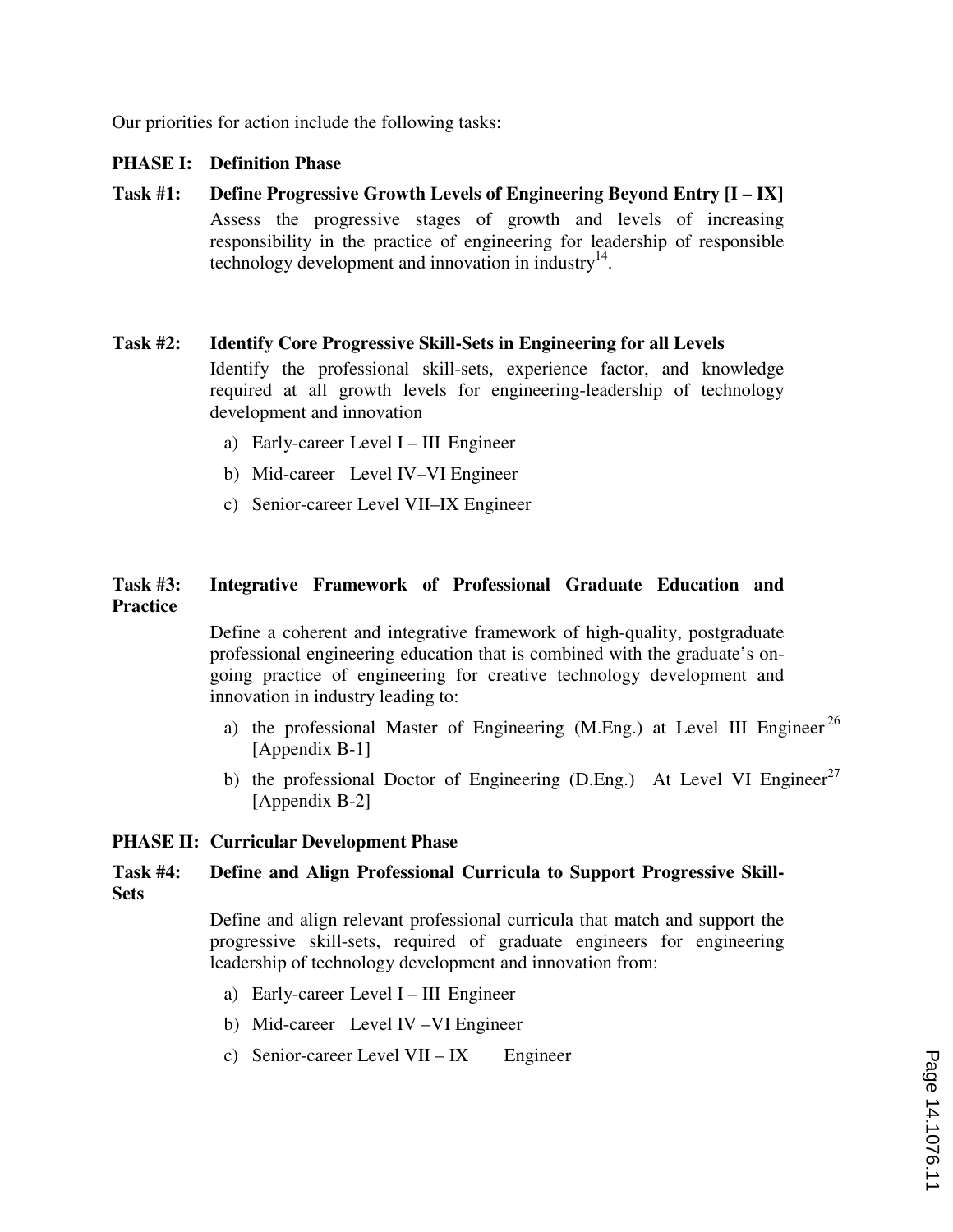Our priorities for action include the following tasks:

**PHASE I: Definition Phase**

**Task #1: Define Progressive Growth Levels of Engineering Beyond Entry [I – IX]**

Assess the progressive stages of growth and levels of increasing responsibility in the practice of engineering for leadership of responsible technology development and innovation in industry[14].

**Task #2: Identify Core Progressive Skill-Sets in Engineering for all Levels**

Identify the professional skill-sets, experience factor, and knowledge required at all growth levels for engineering-leadership of technology development and innovation

a) Early-career Level I – III Engineer
b) Mid-career Level IV–VI Engineer
c) Senior-career Level VII–IX Engineer

**Task #3: Integrative Framework of Professional Graduate Education and Practice**

Define a coherent and integrative framework of high-quality, postgraduate professional engineering education that is combined with the graduate's on-going practice of engineering for creative technology development and innovation in industry leading to:

a) the professional Master of Engineering (M.Eng.) at Level III Engineer[26] [Appendix B-1]
b) the professional Doctor of Engineering (D.Eng.) At Level VI Engineer[27] [Appendix B-2]

**PHASE II: Curricular Development Phase**

**Task #4: Define and Align Professional Curricula to Support Progressive Skill-Sets**

Define and align relevant professional curricula that match and support the progressive skill-sets, required of graduate engineers for engineering leadership of technology development and innovation from:

a) Early-career Level I – III Engineer
b) Mid-career Level IV –VI Engineer
c) Senior-career Level VII – IX Engineer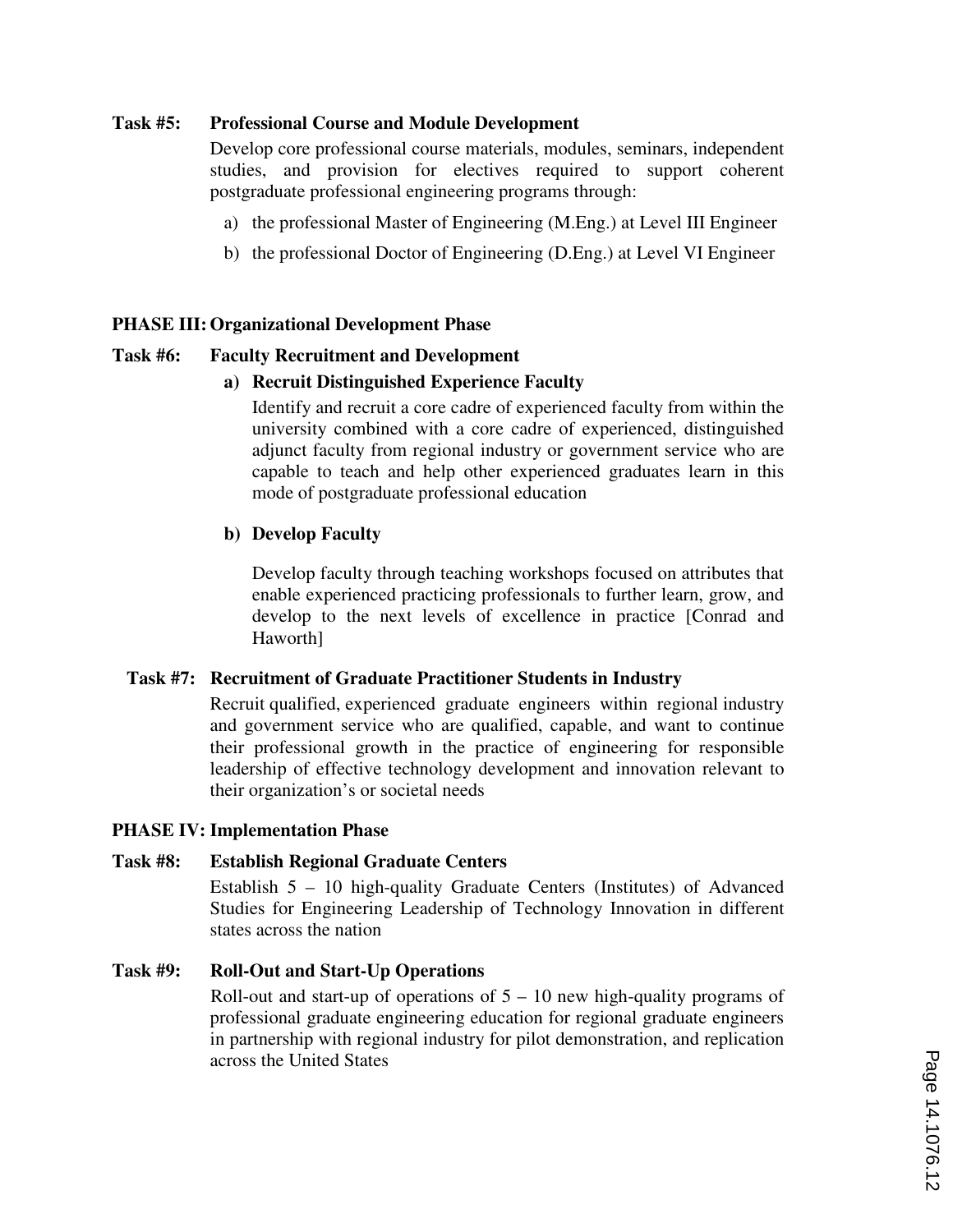**Task #5: Professional Course and Module Development**

Develop core professional course materials, modules, seminars, independent studies, and provision for electives required to support coherent postgraduate professional engineering programs through:

a) the professional Master of Engineering (M.Eng.) at Level III Engineer

b) the professional Doctor of Engineering (D.Eng.) at Level VI Engineer

**PHASE III: Organizational Development Phase**

**Task #6: Faculty Recruitment and Development**

**a) Recruit Distinguished Experience Faculty**

Identify and recruit a core cadre of experienced faculty from within the university combined with a core cadre of experienced, distinguished adjunct faculty from regional industry or government service who are capable to teach and help other experienced graduates learn in this mode of postgraduate professional education

**b) Develop Faculty**

Develop faculty through teaching workshops focused on attributes that enable experienced practicing professionals to further learn, grow, and develop to the next levels of excellence in practice [Conrad and Haworth]

**Task #7: Recruitment of Graduate Practitioner Students in Industry**

Recruit qualified, experienced graduate engineers within regional industry and government service who are qualified, capable, and want to continue their professional growth in the practice of engineering for responsible leadership of effective technology development and innovation relevant to their organization's or societal needs

**PHASE IV: Implementation Phase**

**Task #8: Establish Regional Graduate Centers**

Establish 5 – 10 high-quality Graduate Centers (Institutes) of Advanced Studies for Engineering Leadership of Technology Innovation in different states across the nation

**Task #9: Roll-Out and Start-Up Operations**

Roll-out and start-up of operations of 5 – 10 new high-quality programs of professional graduate engineering education for regional graduate engineers in partnership with regional industry for pilot demonstration, and replication across the United States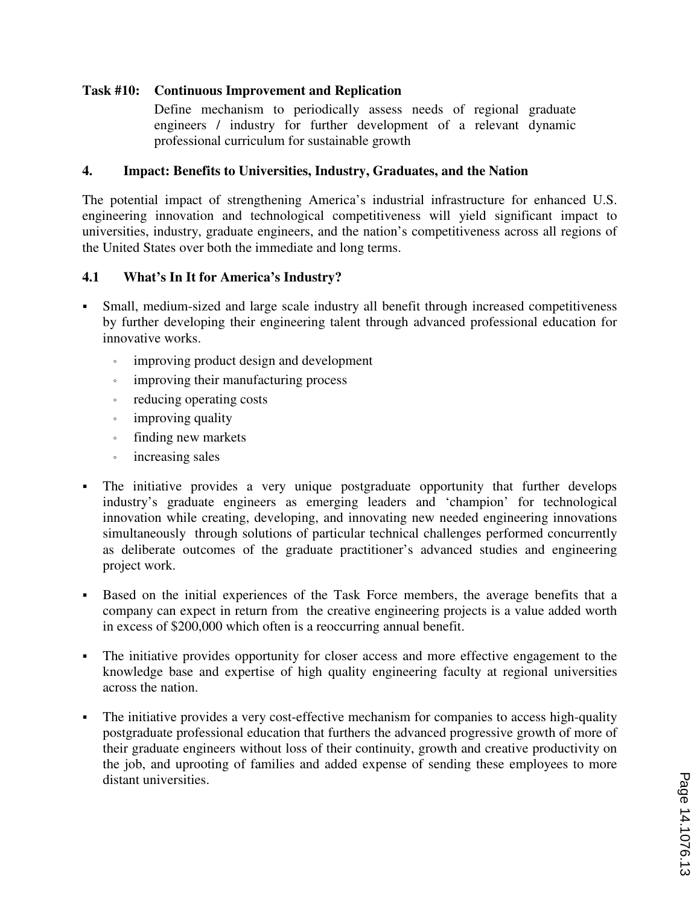**Task #10: Continuous Improvement and Replication**

Define mechanism to periodically assess needs of regional graduate engineers / industry for further development of a relevant dynamic professional curriculum for sustainable growth

## 4. Impact: Benefits to Universities, Industry, Graduates, and the Nation

The potential impact of strengthening America's industrial infrastructure for enhanced U.S. engineering innovation and technological competitiveness will yield significant impact to universities, industry, graduate engineers, and the nation's competitiveness across all regions of the United States over both the immediate and long terms.

### 4.1 What's In It for America's Industry?

- Small, medium-sized and large scale industry all benefit through increased competitiveness by further developing their engineering talent through advanced professional education for innovative works.
  - improving product design and development
  - improving their manufacturing process
  - reducing operating costs
  - improving quality
  - finding new markets
  - increasing sales
- The initiative provides a very unique postgraduate opportunity that further develops industry's graduate engineers as emerging leaders and 'champion' for technological innovation while creating, developing, and innovating new needed engineering innovations simultaneously through solutions of particular technical challenges performed concurrently as deliberate outcomes of the graduate practitioner's advanced studies and engineering project work.
- Based on the initial experiences of the Task Force members, the average benefits that a company can expect in return from the creative engineering projects is a value added worth in excess of $200,000 which often is a reoccurring annual benefit.
- The initiative provides opportunity for closer access and more effective engagement to the knowledge base and expertise of high quality engineering faculty at regional universities across the nation.
- The initiative provides a very cost-effective mechanism for companies to access high-quality postgraduate professional education that furthers the advanced progressive growth of more of their graduate engineers without loss of their continuity, growth and creative productivity on the job, and uprooting of families and added expense of sending these employees to more distant universities.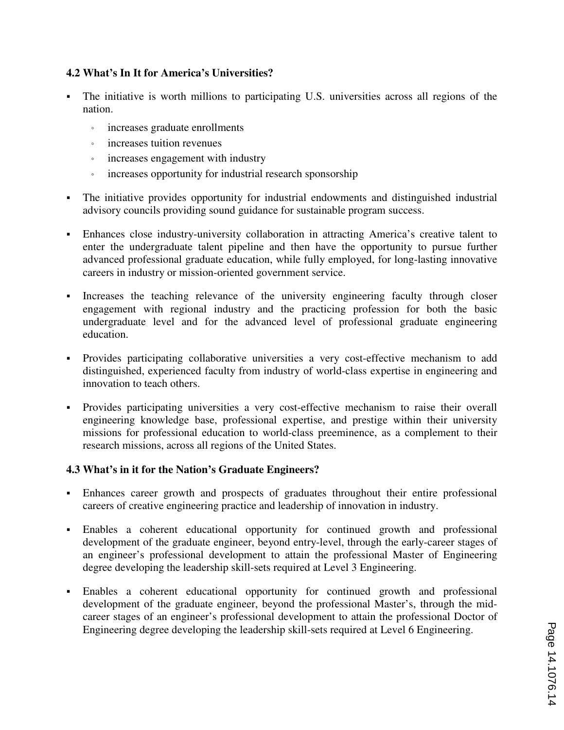### 4.2 What's In It for America's Universities?

- The initiative is worth millions to participating U.S. universities across all regions of the nation.
  - increases graduate enrollments
  - increases tuition revenues
  - increases engagement with industry
  - increases opportunity for industrial research sponsorship
- The initiative provides opportunity for industrial endowments and distinguished industrial advisory councils providing sound guidance for sustainable program success.
- Enhances close industry-university collaboration in attracting America's creative talent to enter the undergraduate talent pipeline and then have the opportunity to pursue further advanced professional graduate education, while fully employed, for long-lasting innovative careers in industry or mission-oriented government service.
- Increases the teaching relevance of the university engineering faculty through closer engagement with regional industry and the practicing profession for both the basic undergraduate level and for the advanced level of professional graduate engineering education.
- Provides participating collaborative universities a very cost-effective mechanism to add distinguished, experienced faculty from industry of world-class expertise in engineering and innovation to teach others.
- Provides participating universities a very cost-effective mechanism to raise their overall engineering knowledge base, professional expertise, and prestige within their university missions for professional education to world-class preeminence, as a complement to their research missions, across all regions of the United States.

### 4.3 What's in it for the Nation's Graduate Engineers?

- Enhances career growth and prospects of graduates throughout their entire professional careers of creative engineering practice and leadership of innovation in industry.
- Enables a coherent educational opportunity for continued growth and professional development of the graduate engineer, beyond entry-level, through the early-career stages of an engineer's professional development to attain the professional Master of Engineering degree developing the leadership skill-sets required at Level 3 Engineering.
- Enables a coherent educational opportunity for continued growth and professional development of the graduate engineer, beyond the professional Master's, through the mid-career stages of an engineer's professional development to attain the professional Doctor of Engineering degree developing the leadership skill-sets required at Level 6 Engineering.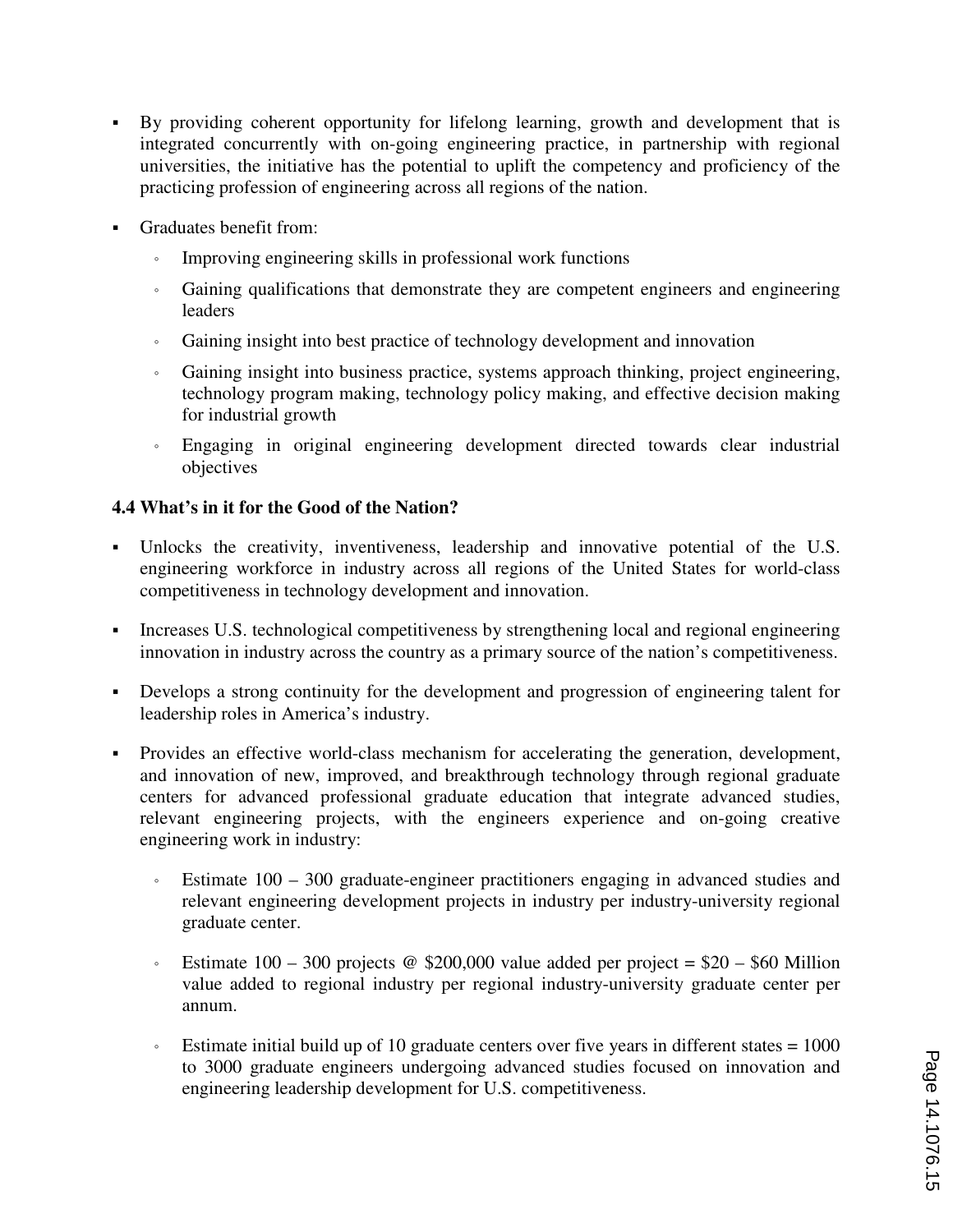- By providing coherent opportunity for lifelong learning, growth and development that is integrated concurrently with on-going engineering practice, in partnership with regional universities, the initiative has the potential to uplift the competency and proficiency of the practicing profession of engineering across all regions of the nation.

- Graduates benefit from:
  - Improving engineering skills in professional work functions
  - Gaining qualifications that demonstrate they are competent engineers and engineering leaders
  - Gaining insight into best practice of technology development and innovation
  - Gaining insight into business practice, systems approach thinking, project engineering, technology program making, technology policy making, and effective decision making for industrial growth
  - Engaging in original engineering development directed towards clear industrial objectives

### 4.4 What's in it for the Good of the Nation?

- Unlocks the creativity, inventiveness, leadership and innovative potential of the U.S. engineering workforce in industry across all regions of the United States for world-class competitiveness in technology development and innovation.

- Increases U.S. technological competitiveness by strengthening local and regional engineering innovation in industry across the country as a primary source of the nation's competitiveness.

- Develops a strong continuity for the development and progression of engineering talent for leadership roles in America's industry.

- Provides an effective world-class mechanism for accelerating the generation, development, and innovation of new, improved, and breakthrough technology through regional graduate centers for advanced professional graduate education that integrate advanced studies, relevant engineering projects, with the engineers experience and on-going creative engineering work in industry:
  - Estimate 100 – 300 graduate-engineer practitioners engaging in advanced studies and relevant engineering development projects in industry per industry-university regional graduate center.
  - Estimate 100 – 300 projects @ $200,000 value added per project = $20 – $60 Million value added to regional industry per regional industry-university graduate center per annum.
  - Estimate initial build up of 10 graduate centers over five years in different states = 1000 to 3000 graduate engineers undergoing advanced studies focused on innovation and engineering leadership development for U.S. competitiveness.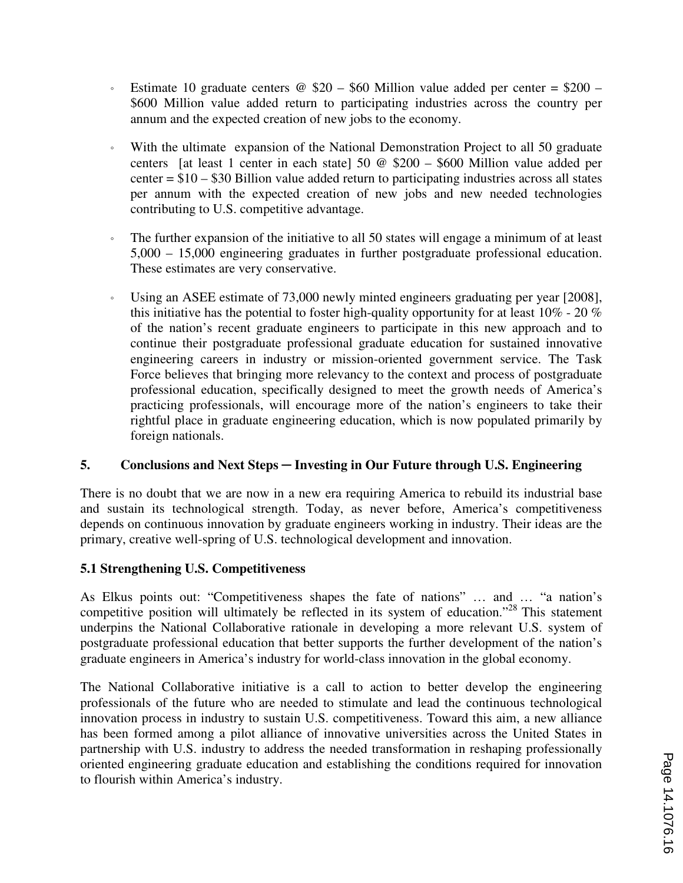- Estimate 10 graduate centers @ $20 – $60 Million value added per center = $200 – $600 Million value added return to participating industries across the country per annum and the expected creation of new jobs to the economy.

- With the ultimate expansion of the National Demonstration Project to all 50 graduate centers [at least 1 center in each state] 50 @ $200 – $600 Million value added per center = $10 – $30 Billion value added return to participating industries across all states per annum with the expected creation of new jobs and new needed technologies contributing to U.S. competitive advantage.

- The further expansion of the initiative to all 50 states will engage a minimum of at least 5,000 – 15,000 engineering graduates in further postgraduate professional education. These estimates are very conservative.

- Using an ASEE estimate of 73,000 newly minted engineers graduating per year [2008], this initiative has the potential to foster high-quality opportunity for at least 10% - 20 % of the nation's recent graduate engineers to participate in this new approach and to continue their postgraduate professional graduate education for sustained innovative engineering careers in industry or mission-oriented government service. The Task Force believes that bringing more relevancy to the context and process of postgraduate professional education, specifically designed to meet the growth needs of America's practicing professionals, will encourage more of the nation's engineers to take their rightful place in graduate engineering education, which is now populated primarily by foreign nationals.

## 5. Conclusions and Next Steps ─ Investing in Our Future through U.S. Engineering

There is no doubt that we are now in a new era requiring America to rebuild its industrial base and sustain its technological strength. Today, as never before, America's competitiveness depends on continuous innovation by graduate engineers working in industry. Their ideas are the primary, creative well-spring of U.S. technological development and innovation.

### 5.1 Strengthening U.S. Competitiveness

As Elkus points out: "Competitiveness shapes the fate of nations" … and … "a nation's competitive position will ultimately be reflected in its system of education."[28] This statement underpins the National Collaborative rationale in developing a more relevant U.S. system of postgraduate professional education that better supports the further development of the nation's graduate engineers in America's industry for world-class innovation in the global economy.

The National Collaborative initiative is a call to action to better develop the engineering professionals of the future who are needed to stimulate and lead the continuous technological innovation process in industry to sustain U.S. competitiveness. Toward this aim, a new alliance has been formed among a pilot alliance of innovative universities across the United States in partnership with U.S. industry to address the needed transformation in reshaping professionally oriented engineering graduate education and establishing the conditions required for innovation to flourish within America's industry.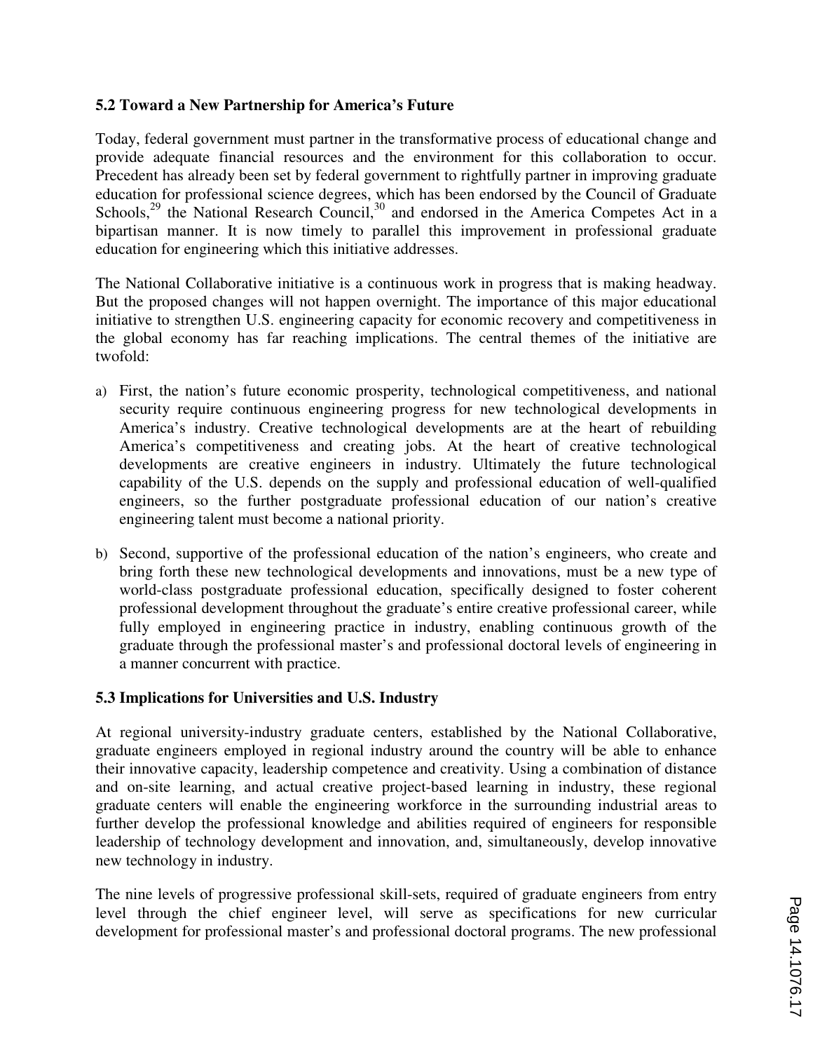### 5.2 Toward a New Partnership for America's Future

Today, federal government must partner in the transformative process of educational change and provide adequate financial resources and the environment for this collaboration to occur. Precedent has already been set by federal government to rightfully partner in improving graduate education for professional science degrees, which has been endorsed by the Council of Graduate Schools,[29] the National Research Council,[30] and endorsed in the America Competes Act in a bipartisan manner. It is now timely to parallel this improvement in professional graduate education for engineering which this initiative addresses.

The National Collaborative initiative is a continuous work in progress that is making headway. But the proposed changes will not happen overnight. The importance of this major educational initiative to strengthen U.S. engineering capacity for economic recovery and competitiveness in the global economy has far reaching implications. The central themes of the initiative are twofold:

a) First, the nation's future economic prosperity, technological competitiveness, and national security require continuous engineering progress for new technological developments in America's industry. Creative technological developments are at the heart of rebuilding America's competitiveness and creating jobs. At the heart of creative technological developments are creative engineers in industry. Ultimately the future technological capability of the U.S. depends on the supply and professional education of well-qualified engineers, so the further postgraduate professional education of our nation's creative engineering talent must become a national priority.

b) Second, supportive of the professional education of the nation's engineers, who create and bring forth these new technological developments and innovations, must be a new type of world-class postgraduate professional education, specifically designed to foster coherent professional development throughout the graduate's entire creative professional career, while fully employed in engineering practice in industry, enabling continuous growth of the graduate through the professional master's and professional doctoral levels of engineering in a manner concurrent with practice.

### 5.3 Implications for Universities and U.S. Industry

At regional university-industry graduate centers, established by the National Collaborative, graduate engineers employed in regional industry around the country will be able to enhance their innovative capacity, leadership competence and creativity. Using a combination of distance and on-site learning, and actual creative project-based learning in industry, these regional graduate centers will enable the engineering workforce in the surrounding industrial areas to further develop the professional knowledge and abilities required of engineers for responsible leadership of technology development and innovation, and, simultaneously, develop innovative new technology in industry.

The nine levels of progressive professional skill-sets, required of graduate engineers from entry level through the chief engineer level, will serve as specifications for new curricular development for professional master's and professional doctoral programs. The new professional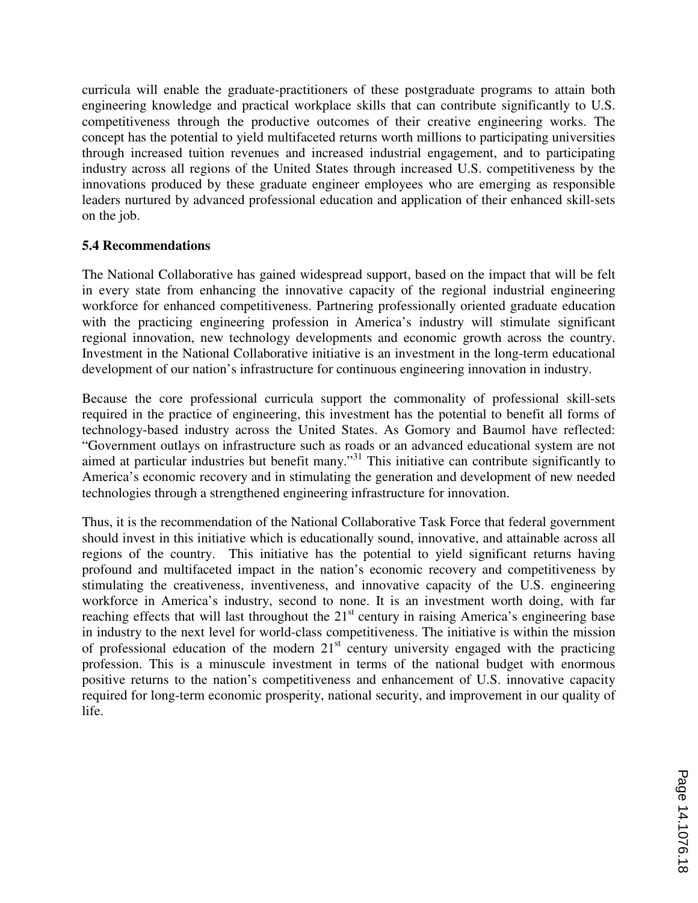curricula will enable the graduate-practitioners of these postgraduate programs to attain both engineering knowledge and practical workplace skills that can contribute significantly to U.S. competitiveness through the productive outcomes of their creative engineering works. The concept has the potential to yield multifaceted returns worth millions to participating universities through increased tuition revenues and increased industrial engagement, and to participating industry across all regions of the United States through increased U.S. competitiveness by the innovations produced by these graduate engineer employees who are emerging as responsible leaders nurtured by advanced professional education and application of their enhanced skill-sets on the job.

### 5.4 Recommendations

The National Collaborative has gained widespread support, based on the impact that will be felt in every state from enhancing the innovative capacity of the regional industrial engineering workforce for enhanced competitiveness. Partnering professionally oriented graduate education with the practicing engineering profession in America's industry will stimulate significant regional innovation, new technology developments and economic growth across the country. Investment in the National Collaborative initiative is an investment in the long-term educational development of our nation's infrastructure for continuous engineering innovation in industry.

Because the core professional curricula support the commonality of professional skill-sets required in the practice of engineering, this investment has the potential to benefit all forms of technology-based industry across the United States. As Gomory and Baumol have reflected: "Government outlays on infrastructure such as roads or an advanced educational system are not aimed at particular industries but benefit many."[31] This initiative can contribute significantly to America's economic recovery and in stimulating the generation and development of new needed technologies through a strengthened engineering infrastructure for innovation.

Thus, it is the recommendation of the National Collaborative Task Force that federal government should invest in this initiative which is educationally sound, innovative, and attainable across all regions of the country. This initiative has the potential to yield significant returns having profound and multifaceted impact in the nation's economic recovery and competitiveness by stimulating the creativeness, inventiveness, and innovative capacity of the U.S. engineering workforce in America's industry, second to none. It is an investment worth doing, with far reaching effects that will last throughout the 21st century in raising America's engineering base in industry to the next level for world-class competitiveness. The initiative is within the mission of professional education of the modern 21st century university engaged with the practicing profession. This is a minuscule investment in terms of the national budget with enormous positive returns to the nation's competitiveness and enhancement of U.S. innovative capacity required for long-term economic prosperity, national security, and improvement in our quality of life.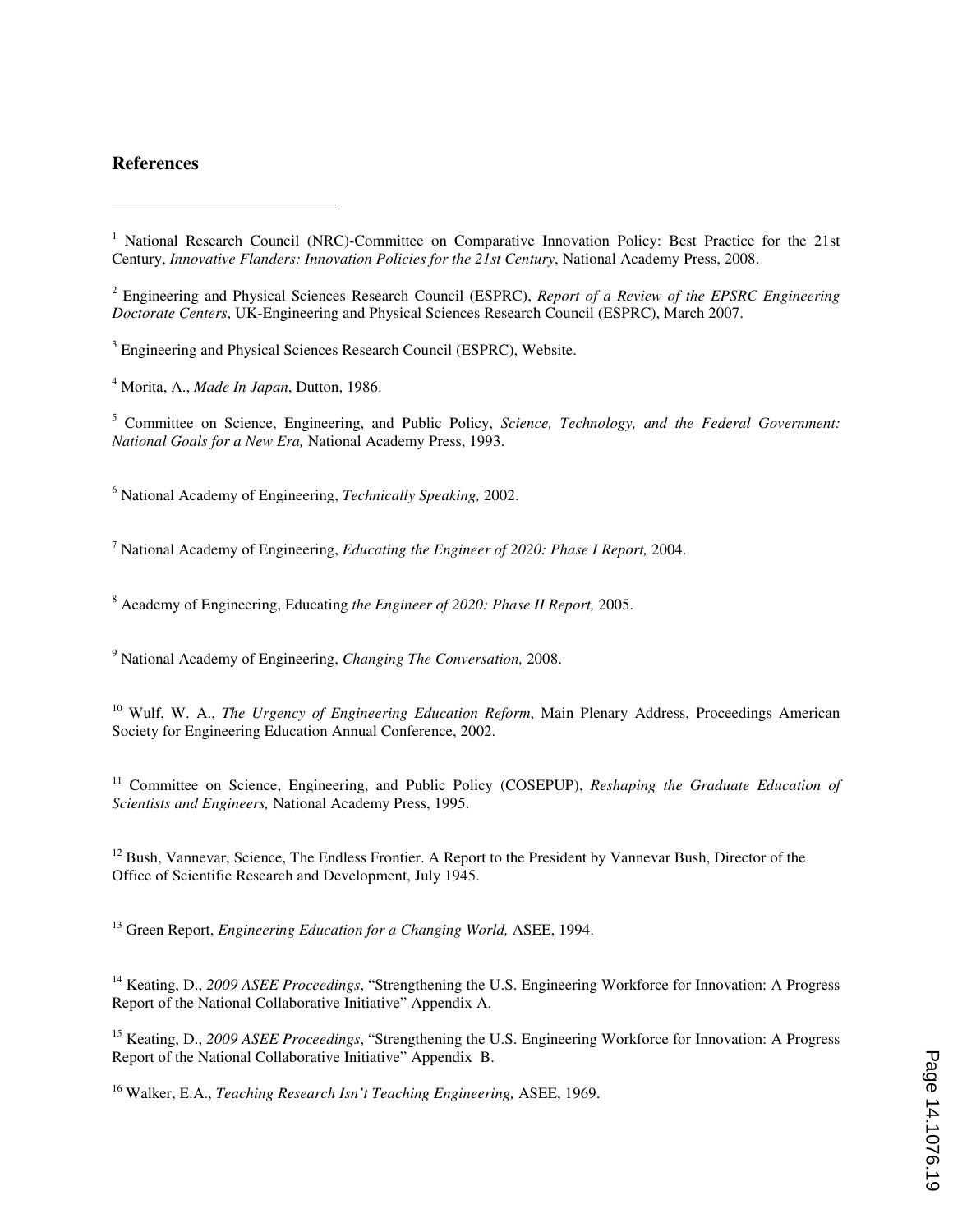## References

[1] National Research Council (NRC)-Committee on Comparative Innovation Policy: Best Practice for the 21st Century, *Innovative Flanders: Innovation Policies for the 21st Century*, National Academy Press, 2008.

[2] Engineering and Physical Sciences Research Council (ESPRC), *Report of a Review of the EPSRC Engineering Doctorate Centers*, UK-Engineering and Physical Sciences Research Council (ESPRC), March 2007.

[3] Engineering and Physical Sciences Research Council (ESPRC), Website.

[4] Morita, A., *Made In Japan*, Dutton, 1986.

[5] Committee on Science, Engineering, and Public Policy, *Science, Technology, and the Federal Government: National Goals for a New Era,* National Academy Press, 1993.

[6] National Academy of Engineering, *Technically Speaking,* 2002.

[7] National Academy of Engineering, *Educating the Engineer of 2020: Phase I Report,* 2004.

[8] Academy of Engineering, Educating *the Engineer of 2020: Phase II Report,* 2005.

[9] National Academy of Engineering, *Changing The Conversation,* 2008.

[10] Wulf, W. A., *The Urgency of Engineering Education Reform*, Main Plenary Address, Proceedings American Society for Engineering Education Annual Conference, 2002.

[11] Committee on Science, Engineering, and Public Policy (COSEPUP), *Reshaping the Graduate Education of Scientists and Engineers,* National Academy Press, 1995.

[12] Bush, Vannevar, Science, The Endless Frontier. A Report to the President by Vannevar Bush, Director of the Office of Scientific Research and Development, July 1945.

[13] Green Report, *Engineering Education for a Changing World,* ASEE, 1994.

[14] Keating, D., *2009 ASEE Proceedings*, "Strengthening the U.S. Engineering Workforce for Innovation: A Progress Report of the National Collaborative Initiative" Appendix A.

[15] Keating, D., *2009 ASEE Proceedings*, "Strengthening the U.S. Engineering Workforce for Innovation: A Progress Report of the National Collaborative Initiative" Appendix B.

[16] Walker, E.A., *Teaching Research Isn't Teaching Engineering,* ASEE, 1969.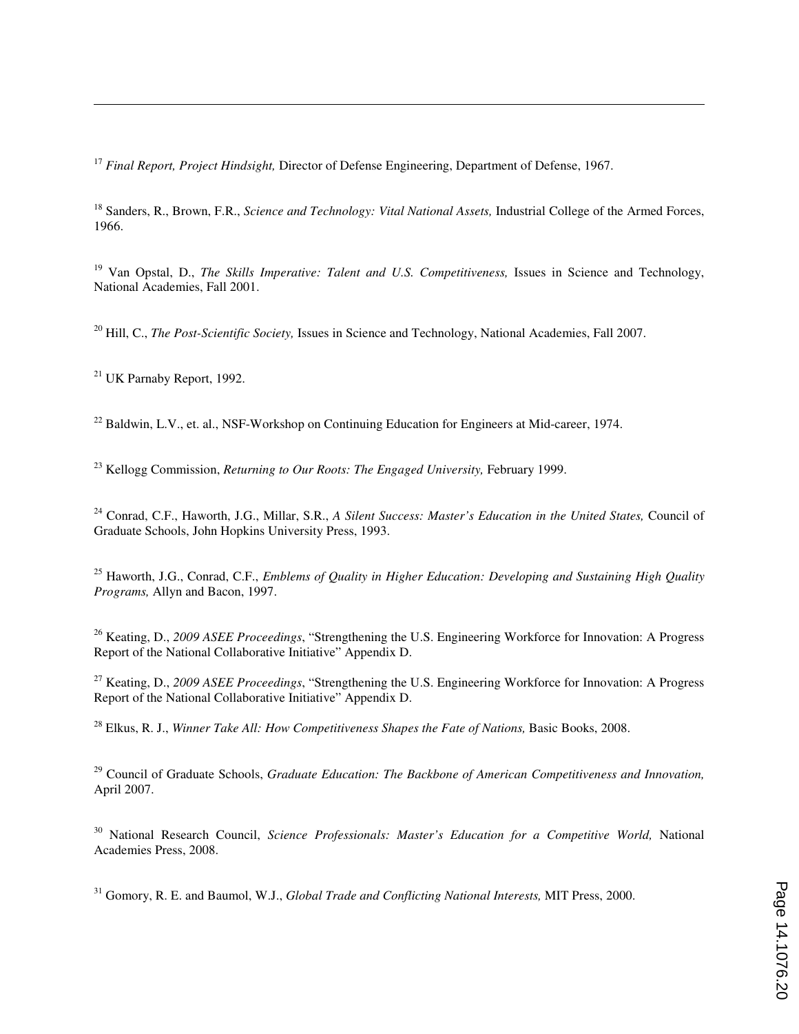[17] *Final Report, Project Hindsight,* Director of Defense Engineering, Department of Defense, 1967.

[18] Sanders, R., Brown, F.R., *Science and Technology: Vital National Assets,* Industrial College of the Armed Forces, 1966.

[19] Van Opstal, D., *The Skills Imperative: Talent and U.S. Competitiveness,* Issues in Science and Technology, National Academies, Fall 2001.

[20] Hill, C., *The Post-Scientific Society,* Issues in Science and Technology, National Academies, Fall 2007.

[21] UK Parnaby Report, 1992.

[22] Baldwin, L.V., et. al., NSF-Workshop on Continuing Education for Engineers at Mid-career, 1974.

[23] Kellogg Commission, *Returning to Our Roots: The Engaged University,* February 1999.

[24] Conrad, C.F., Haworth, J.G., Millar, S.R., *A Silent Success: Master's Education in the United States,* Council of Graduate Schools, John Hopkins University Press, 1993.

[25] Haworth, J.G., Conrad, C.F., *Emblems of Quality in Higher Education: Developing and Sustaining High Quality Programs,* Allyn and Bacon, 1997.

[26] Keating, D., *2009 ASEE Proceedings*, "Strengthening the U.S. Engineering Workforce for Innovation: A Progress Report of the National Collaborative Initiative" Appendix D.

[27] Keating, D., *2009 ASEE Proceedings*, "Strengthening the U.S. Engineering Workforce for Innovation: A Progress Report of the National Collaborative Initiative" Appendix D.

[28] Elkus, R. J., *Winner Take All: How Competitiveness Shapes the Fate of Nations,* Basic Books, 2008.

[29] Council of Graduate Schools, *Graduate Education: The Backbone of American Competitiveness and Innovation,* April 2007.

[30] National Research Council, *Science Professionals: Master's Education for a Competitive World,* National Academies Press, 2008.

[31] Gomory, R. E. and Baumol, W.J., *Global Trade and Conflicting National Interests,* MIT Press, 2000.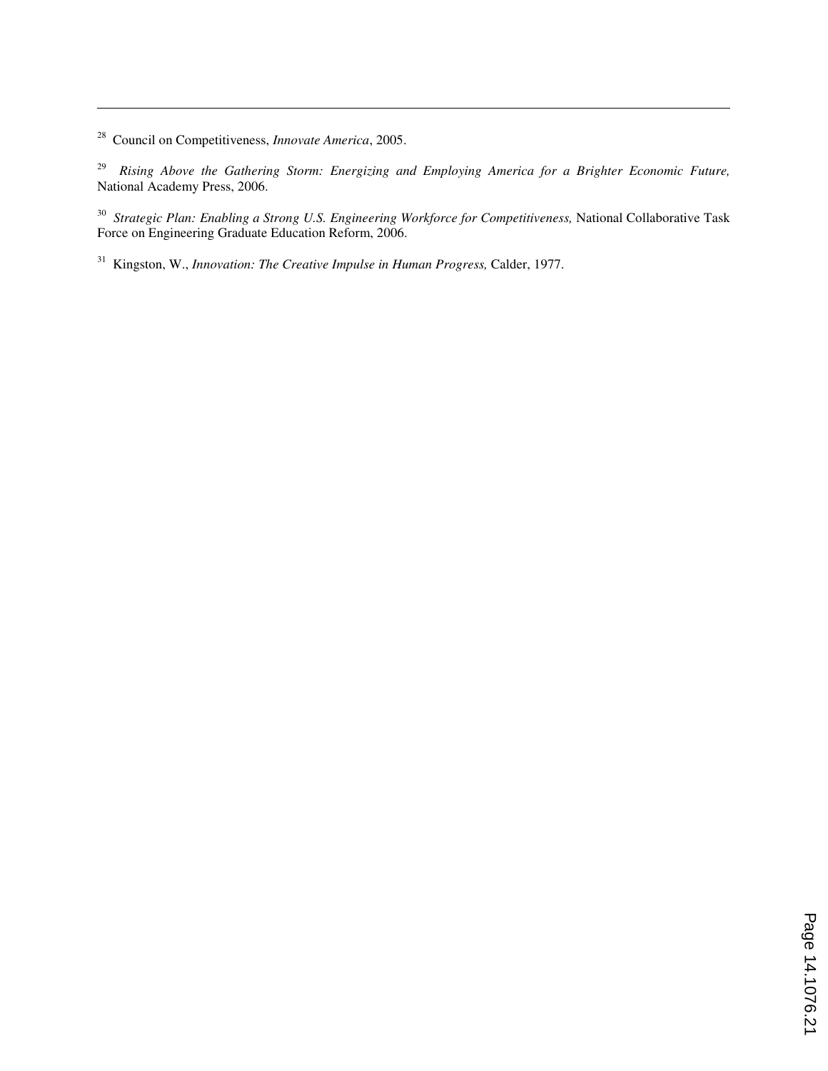[28] Council on Competitiveness, *Innovate America*, 2005.

[29] *Rising Above the Gathering Storm: Energizing and Employing America for a Brighter Economic Future,* National Academy Press, 2006.

[30] *Strategic Plan: Enabling a Strong U.S. Engineering Workforce for Competitiveness,* National Collaborative Task Force on Engineering Graduate Education Reform, 2006.

[31] Kingston, W., *Innovation: The Creative Impulse in Human Progress,* Calder, 1977.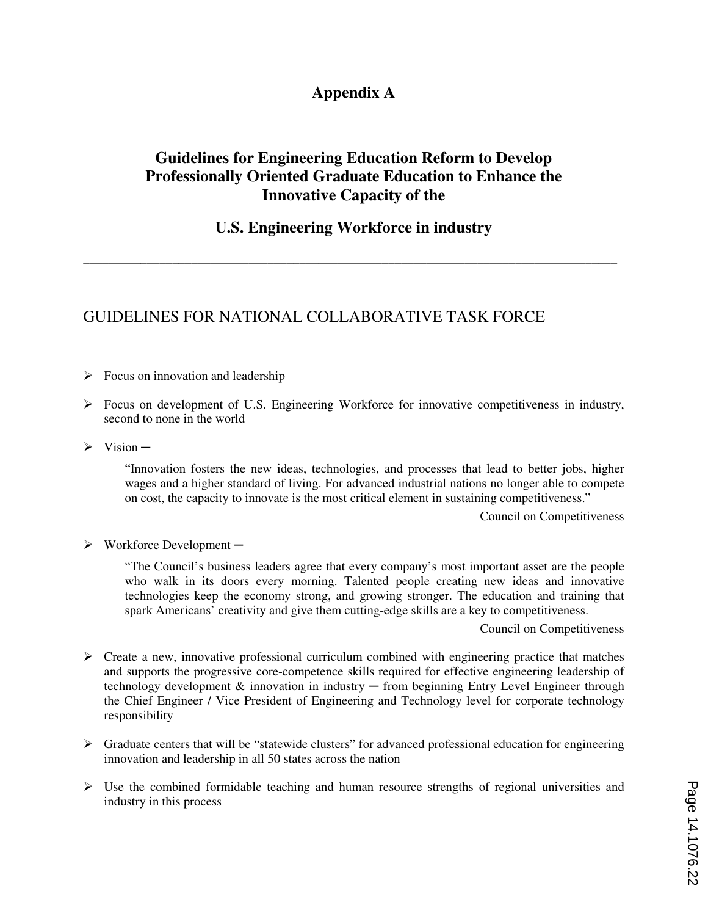# Appendix A

## Guidelines for Engineering Education Reform to Develop Professionally Oriented Graduate Education to Enhance the Innovative Capacity of the

## U.S. Engineering Workforce in industry

---

## GUIDELINES FOR NATIONAL COLLABORATIVE TASK FORCE

- Focus on innovation and leadership

- Focus on development of U.S. Engineering Workforce for innovative competitiveness in industry, second to none in the world

- Vision ─

  "Innovation fosters the new ideas, technologies, and processes that lead to better jobs, higher wages and a higher standard of living. For advanced industrial nations no longer able to compete on cost, the capacity to innovate is the most critical element in sustaining competitiveness."

  Council on Competitiveness

- Workforce Development ─

  "The Council's business leaders agree that every company's most important asset are the people who walk in its doors every morning. Talented people creating new ideas and innovative technologies keep the economy strong, and growing stronger. The education and training that spark Americans' creativity and give them cutting-edge skills are a key to competitiveness.

  Council on Competitiveness

- Create a new, innovative professional curriculum combined with engineering practice that matches and supports the progressive core-competence skills required for effective engineering leadership of technology development & innovation in industry ─ from beginning Entry Level Engineer through the Chief Engineer / Vice President of Engineering and Technology level for corporate technology responsibility

- Graduate centers that will be "statewide clusters" for advanced professional education for engineering innovation and leadership in all 50 states across the nation

- Use the combined formidable teaching and human resource strengths of regional universities and industry in this process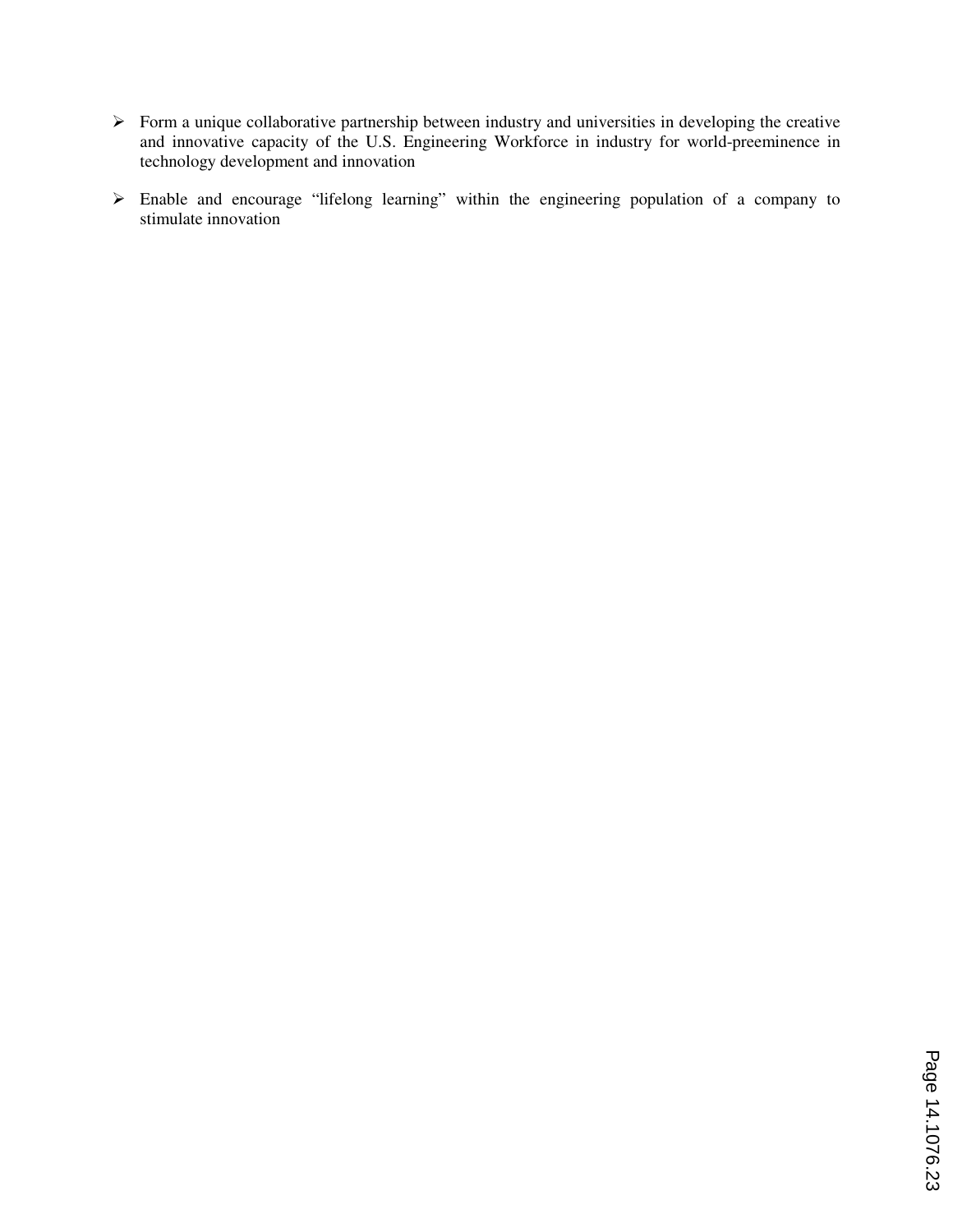- Form a unique collaborative partnership between industry and universities in developing the creative and innovative capacity of the U.S. Engineering Workforce in industry for world-preeminence in technology development and innovation

- Enable and encourage "lifelong learning" within the engineering population of a company to stimulate innovation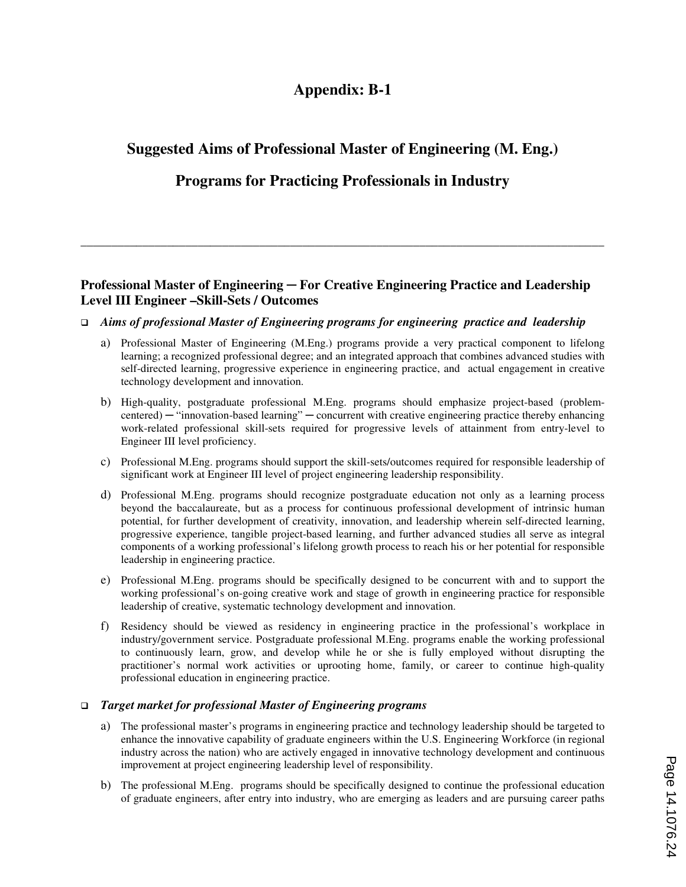# Appendix: B-1

## Suggested Aims of Professional Master of Engineering (M. Eng.) Programs for Practicing Professionals in Industry

---

### Professional Master of Engineering ─ For Creative Engineering Practice and Leadership Level III Engineer –Skill-Sets / Outcomes

- ***Aims of professional Master of Engineering programs for engineering practice and leadership***

  a) Professional Master of Engineering (M.Eng.) programs provide a very practical component to lifelong learning; a recognized professional degree; and an integrated approach that combines advanced studies with self-directed learning, progressive experience in engineering practice, and actual engagement in creative technology development and innovation.

  b) High-quality, postgraduate professional M.Eng. programs should emphasize project-based (problem-centered) ─ "innovation-based learning" ─ concurrent with creative engineering practice thereby enhancing work-related professional skill-sets required for progressive levels of attainment from entry-level to Engineer III level proficiency.

  c) Professional M.Eng. programs should support the skill-sets/outcomes required for responsible leadership of significant work at Engineer III level of project engineering leadership responsibility.

  d) Professional M.Eng. programs should recognize postgraduate education not only as a learning process beyond the baccalaureate, but as a process for continuous professional development of intrinsic human potential, for further development of creativity, innovation, and leadership wherein self-directed learning, progressive experience, tangible project-based learning, and further advanced studies all serve as integral components of a working professional's lifelong growth process to reach his or her potential for responsible leadership in engineering practice.

  e) Professional M.Eng. programs should be specifically designed to be concurrent with and to support the working professional's on-going creative work and stage of growth in engineering practice for responsible leadership of creative, systematic technology development and innovation.

  f) Residency should be viewed as residency in engineering practice in the professional's workplace in industry/government service. Postgraduate professional M.Eng. programs enable the working professional to continuously learn, grow, and develop while he or she is fully employed without disrupting the practitioner's normal work activities or uprooting home, family, or career to continue high-quality professional education in engineering practice.

- ***Target market for professional Master of Engineering programs***

  a) The professional master's programs in engineering practice and technology leadership should be targeted to enhance the innovative capability of graduate engineers within the U.S. Engineering Workforce (in regional industry across the nation) who are actively engaged in innovative technology development and continuous improvement at project engineering leadership level of responsibility.

  b) The professional M.Eng. programs should be specifically designed to continue the professional education of graduate engineers, after entry into industry, who are emerging as leaders and are pursuing career paths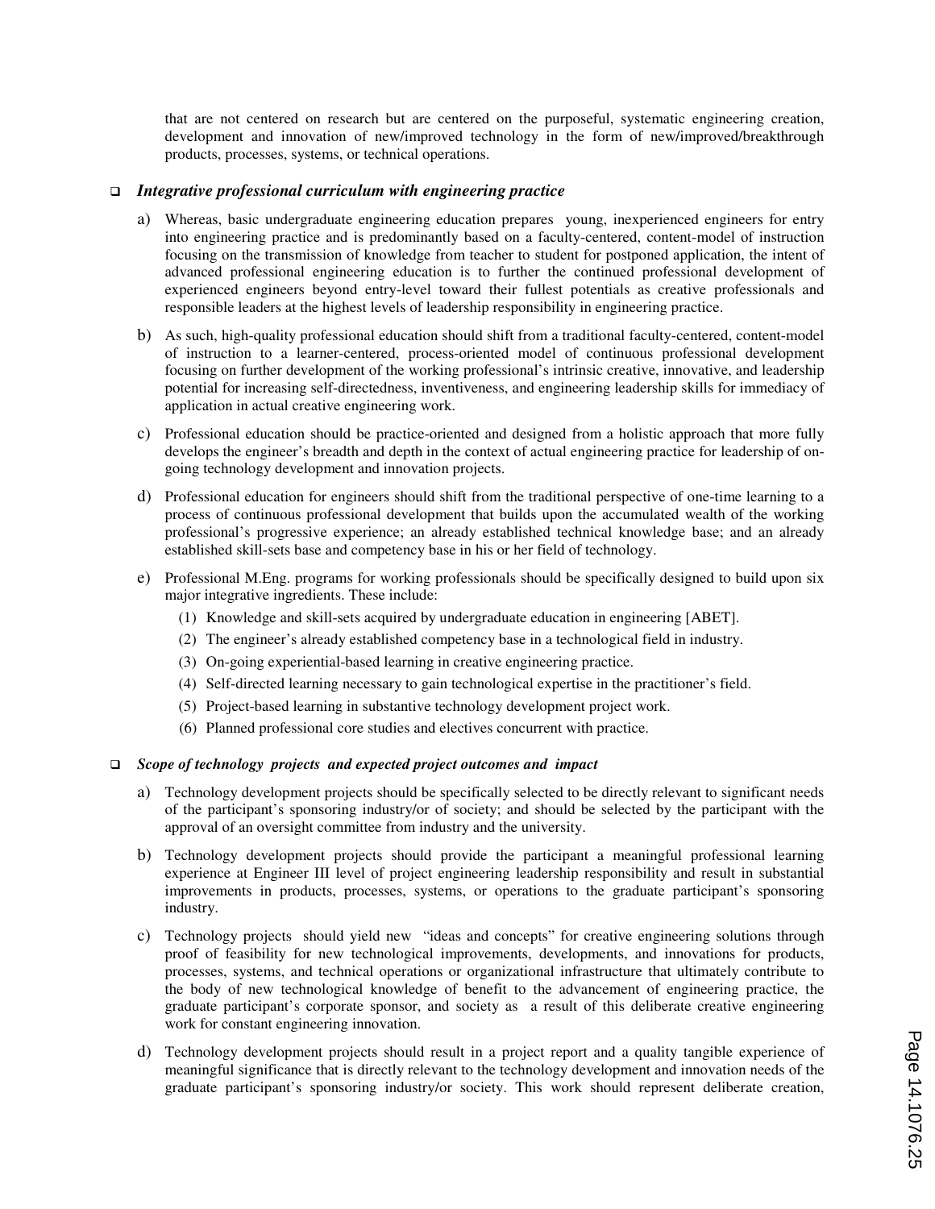that are not centered on research but are centered on the purposeful, systematic engineering creation, development and innovation of new/improved technology in the form of new/improved/breakthrough products, processes, systems, or technical operations.

- ***Integrative professional curriculum with engineering practice***

  a) Whereas, basic undergraduate engineering education prepares young, inexperienced engineers for entry into engineering practice and is predominantly based on a faculty-centered, content-model of instruction focusing on the transmission of knowledge from teacher to student for postponed application, the intent of advanced professional engineering education is to further the continued professional development of experienced engineers beyond entry-level toward their fullest potentials as creative professionals and responsible leaders at the highest levels of leadership responsibility in engineering practice.

  b) As such, high-quality professional education should shift from a traditional faculty-centered, content-model of instruction to a learner-centered, process-oriented model of continuous professional development focusing on further development of the working professional's intrinsic creative, innovative, and leadership potential for increasing self-directedness, inventiveness, and engineering leadership skills for immediacy of application in actual creative engineering work.

  c) Professional education should be practice-oriented and designed from a holistic approach that more fully develops the engineer's breadth and depth in the context of actual engineering practice for leadership of on-going technology development and innovation projects.

  d) Professional education for engineers should shift from the traditional perspective of one-time learning to a process of continuous professional development that builds upon the accumulated wealth of the working professional's progressive experience; an already established technical knowledge base; and an already established skill-sets base and competency base in his or her field of technology.

  e) Professional M.Eng. programs for working professionals should be specifically designed to build upon six major integrative ingredients. These include:

     (1) Knowledge and skill-sets acquired by undergraduate education in engineering [ABET].
     (2) The engineer's already established competency base in a technological field in industry.
     (3) On-going experiential-based learning in creative engineering practice.
     (4) Self-directed learning necessary to gain technological expertise in the practitioner's field.
     (5) Project-based learning in substantive technology development project work.
     (6) Planned professional core studies and electives concurrent with practice.

- ***Scope of technology projects and expected project outcomes and impact***

  a) Technology development projects should be specifically selected to be directly relevant to significant needs of the participant's sponsoring industry/or of society; and should be selected by the participant with the approval of an oversight committee from industry and the university.

  b) Technology development projects should provide the participant a meaningful professional learning experience at Engineer III level of project engineering leadership responsibility and result in substantial improvements in products, processes, systems, or operations to the graduate participant's sponsoring industry.

  c) Technology projects should yield new "ideas and concepts" for creative engineering solutions through proof of feasibility for new technological improvements, developments, and innovations for products, processes, systems, and technical operations or organizational infrastructure that ultimately contribute to the body of new technological knowledge of benefit to the advancement of engineering practice, the graduate participant's corporate sponsor, and society as a result of this deliberate creative engineering work for constant engineering innovation.

  d) Technology development projects should result in a project report and a quality tangible experience of meaningful significance that is directly relevant to the technology development and innovation needs of the graduate participant's sponsoring industry/or society. This work should represent deliberate creation,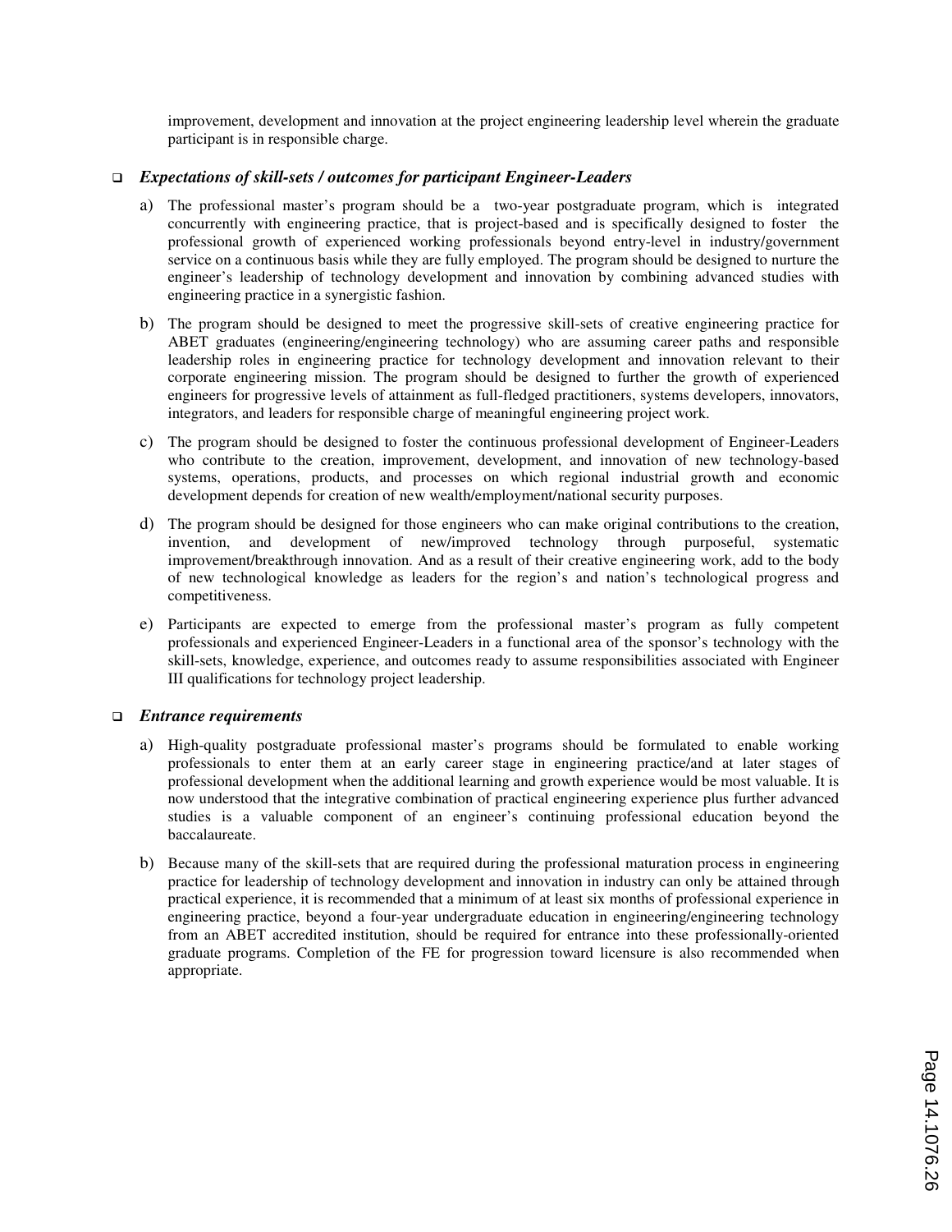improvement, development and innovation at the project engineering leadership level wherein the graduate participant is in responsible charge.

- ***Expectations of skill-sets / outcomes for participant Engineer-Leaders***

  a) The professional master's program should be a two-year postgraduate program, which is integrated concurrently with engineering practice, that is project-based and is specifically designed to foster the professional growth of experienced working professionals beyond entry-level in industry/government service on a continuous basis while they are fully employed. The program should be designed to nurture the engineer's leadership of technology development and innovation by combining advanced studies with engineering practice in a synergistic fashion.

  b) The program should be designed to meet the progressive skill-sets of creative engineering practice for ABET graduates (engineering/engineering technology) who are assuming career paths and responsible leadership roles in engineering practice for technology development and innovation relevant to their corporate engineering mission. The program should be designed to further the growth of experienced engineers for progressive levels of attainment as full-fledged practitioners, systems developers, innovators, integrators, and leaders for responsible charge of meaningful engineering project work.

  c) The program should be designed to foster the continuous professional development of Engineer-Leaders who contribute to the creation, improvement, development, and innovation of new technology-based systems, operations, products, and processes on which regional industrial growth and economic development depends for creation of new wealth/employment/national security purposes.

  d) The program should be designed for those engineers who can make original contributions to the creation, invention, and development of new/improved technology through purposeful, systematic improvement/breakthrough innovation. And as a result of their creative engineering work, add to the body of new technological knowledge as leaders for the region's and nation's technological progress and competitiveness.

  e) Participants are expected to emerge from the professional master's program as fully competent professionals and experienced Engineer-Leaders in a functional area of the sponsor's technology with the skill-sets, knowledge, experience, and outcomes ready to assume responsibilities associated with Engineer III qualifications for technology project leadership.

- ***Entrance requirements***

  a) High-quality postgraduate professional master's programs should be formulated to enable working professionals to enter them at an early career stage in engineering practice/and at later stages of professional development when the additional learning and growth experience would be most valuable. It is now understood that the integrative combination of practical engineering experience plus further advanced studies is a valuable component of an engineer's continuing professional education beyond the baccalaureate.

  b) Because many of the skill-sets that are required during the professional maturation process in engineering practice for leadership of technology development and innovation in industry can only be attained through practical experience, it is recommended that a minimum of at least six months of professional experience in engineering practice, beyond a four-year undergraduate education in engineering/engineering technology from an ABET accredited institution, should be required for entrance into these professionally-oriented graduate programs. Completion of the FE for progression toward licensure is also recommended when appropriate.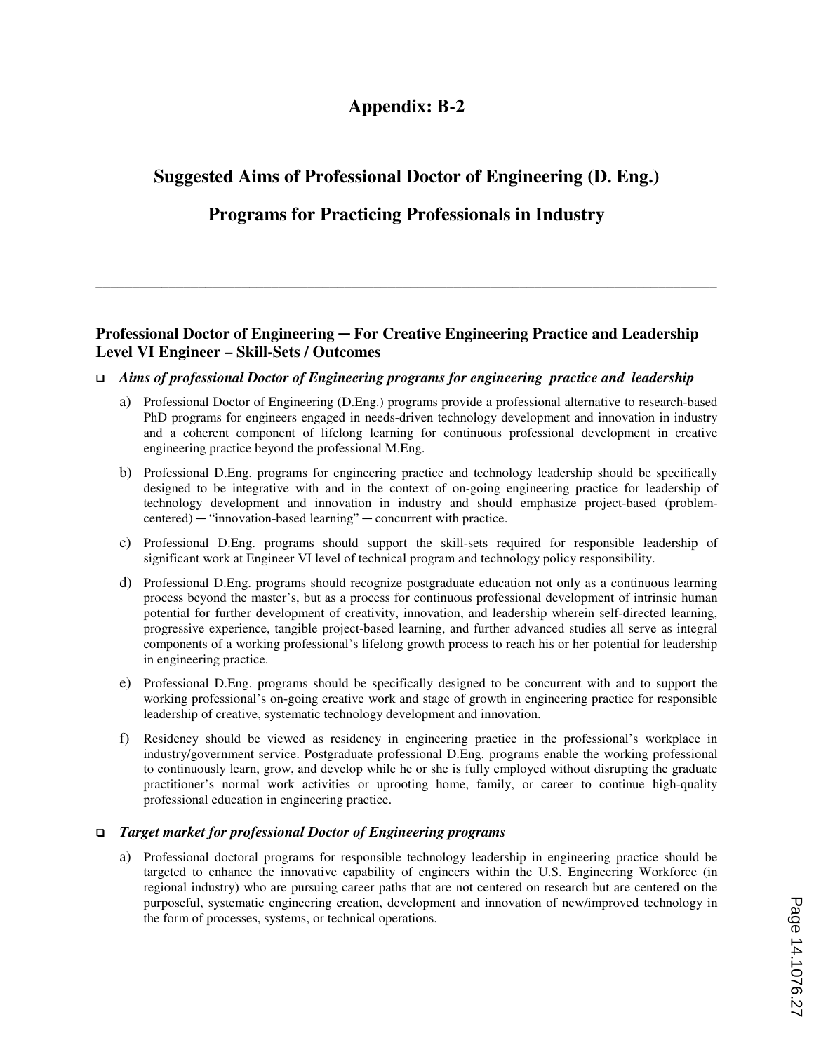# Appendix: B-2

## Suggested Aims of Professional Doctor of Engineering (D. Eng.)

## Programs for Practicing Professionals in Industry

---

### Professional Doctor of Engineering ─ For Creative Engineering Practice and Leadership Level VI Engineer – Skill-Sets / Outcomes

- ***Aims of professional Doctor of Engineering programs for engineering practice and leadership***

  a) Professional Doctor of Engineering (D.Eng.) programs provide a professional alternative to research-based PhD programs for engineers engaged in needs-driven technology development and innovation in industry and a coherent component of lifelong learning for continuous professional development in creative engineering practice beyond the professional M.Eng.

  b) Professional D.Eng. programs for engineering practice and technology leadership should be specifically designed to be integrative with and in the context of on-going engineering practice for leadership of technology development and innovation in industry and should emphasize project-based (problem-centered) ─ "innovation-based learning" ─ concurrent with practice.

  c) Professional D.Eng. programs should support the skill-sets required for responsible leadership of significant work at Engineer VI level of technical program and technology policy responsibility.

  d) Professional D.Eng. programs should recognize postgraduate education not only as a continuous learning process beyond the master's, but as a process for continuous professional development of intrinsic human potential for further development of creativity, innovation, and leadership wherein self-directed learning, progressive experience, tangible project-based learning, and further advanced studies all serve as integral components of a working professional's lifelong growth process to reach his or her potential for leadership in engineering practice.

  e) Professional D.Eng. programs should be specifically designed to be concurrent with and to support the working professional's on-going creative work and stage of growth in engineering practice for responsible leadership of creative, systematic technology development and innovation.

  f) Residency should be viewed as residency in engineering practice in the professional's workplace in industry/government service. Postgraduate professional D.Eng. programs enable the working professional to continuously learn, grow, and develop while he or she is fully employed without disrupting the graduate practitioner's normal work activities or uprooting home, family, or career to continue high-quality professional education in engineering practice.

- ***Target market for professional Doctor of Engineering programs***

  a) Professional doctoral programs for responsible technology leadership in engineering practice should be targeted to enhance the innovative capability of engineers within the U.S. Engineering Workforce (in regional industry) who are pursuing career paths that are not centered on research but are centered on the purposeful, systematic engineering creation, development and innovation of new/improved technology in the form of processes, systems, or technical operations.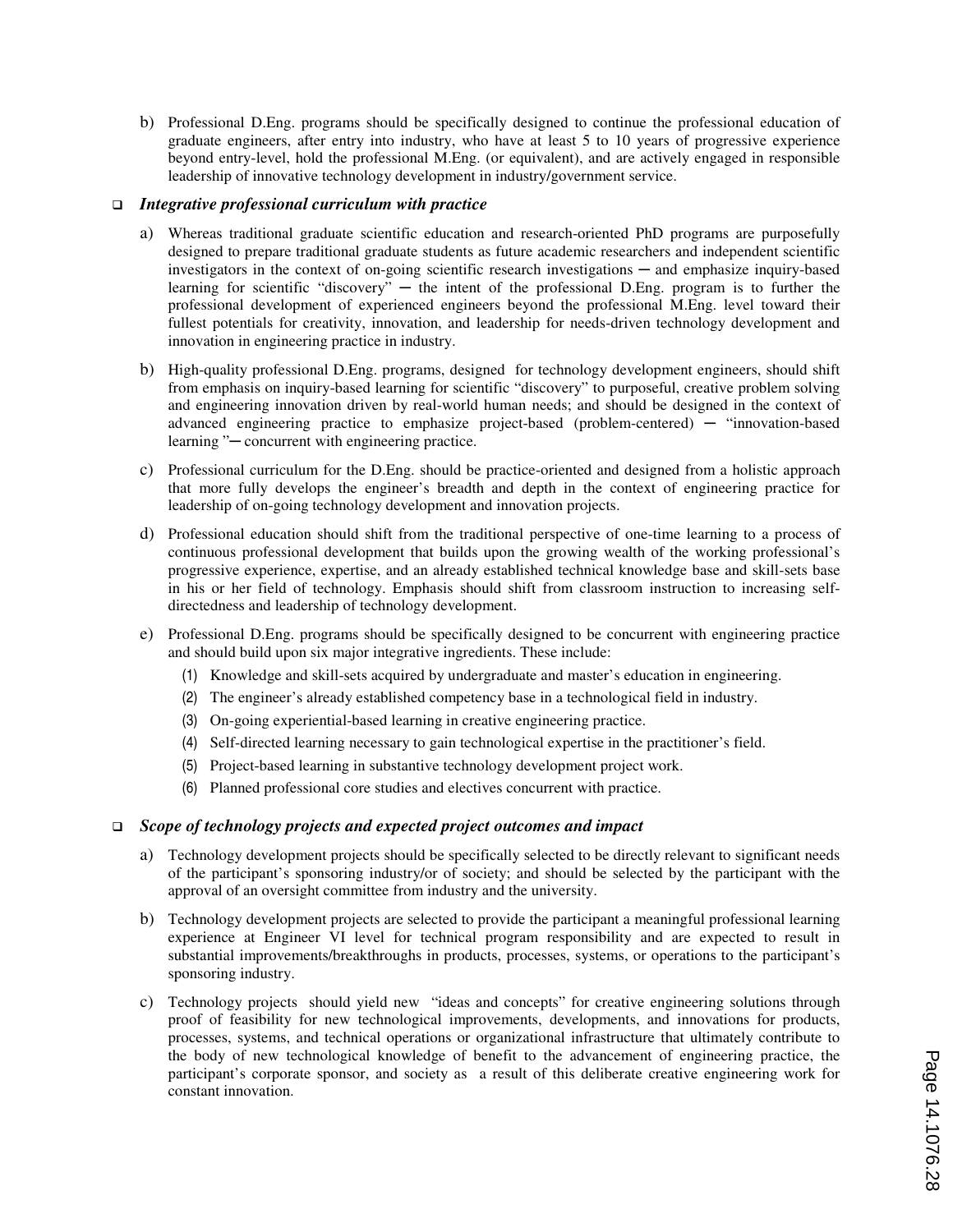b) Professional D.Eng. programs should be specifically designed to continue the professional education of graduate engineers, after entry into industry, who have at least 5 to 10 years of progressive experience beyond entry-level, hold the professional M.Eng. (or equivalent), and are actively engaged in responsible leadership of innovative technology development in industry/government service.

- ***Integrative professional curriculum with practice***

a) Whereas traditional graduate scientific education and research-oriented PhD programs are purposefully designed to prepare traditional graduate students as future academic researchers and independent scientific investigators in the context of on-going scientific research investigations ─ and emphasize inquiry-based learning for scientific "discovery" ─ the intent of the professional D.Eng. program is to further the professional development of experienced engineers beyond the professional M.Eng. level toward their fullest potentials for creativity, innovation, and leadership for needs-driven technology development and innovation in engineering practice in industry.

b) High-quality professional D.Eng. programs, designed for technology development engineers, should shift from emphasis on inquiry-based learning for scientific "discovery" to purposeful, creative problem solving and engineering innovation driven by real-world human needs; and should be designed in the context of advanced engineering practice to emphasize project-based (problem-centered) ─ "innovation-based learning "─ concurrent with engineering practice.

c) Professional curriculum for the D.Eng. should be practice-oriented and designed from a holistic approach that more fully develops the engineer's breadth and depth in the context of engineering practice for leadership of on-going technology development and innovation projects.

d) Professional education should shift from the traditional perspective of one-time learning to a process of continuous professional development that builds upon the growing wealth of the working professional's progressive experience, expertise, and an already established technical knowledge base and skill-sets base in his or her field of technology. Emphasis should shift from classroom instruction to increasing self-directedness and leadership of technology development.

e) Professional D.Eng. programs should be specifically designed to be concurrent with engineering practice and should build upon six major integrative ingredients. These include:

   (1) Knowledge and skill-sets acquired by undergraduate and master's education in engineering.
   (2) The engineer's already established competency base in a technological field in industry.
   (3) On-going experiential-based learning in creative engineering practice.
   (4) Self-directed learning necessary to gain technological expertise in the practitioner's field.
   (5) Project-based learning in substantive technology development project work.
   (6) Planned professional core studies and electives concurrent with practice.

- ***Scope of technology projects and expected project outcomes and impact***

a) Technology development projects should be specifically selected to be directly relevant to significant needs of the participant's sponsoring industry/or of society; and should be selected by the participant with the approval of an oversight committee from industry and the university.

b) Technology development projects are selected to provide the participant a meaningful professional learning experience at Engineer VI level for technical program responsibility and are expected to result in substantial improvements/breakthroughs in products, processes, systems, or operations to the participant's sponsoring industry.

c) Technology projects should yield new "ideas and concepts" for creative engineering solutions through proof of feasibility for new technological improvements, developments, and innovations for products, processes, systems, and technical operations or organizational infrastructure that ultimately contribute to the body of new technological knowledge of benefit to the advancement of engineering practice, the participant's corporate sponsor, and society as a result of this deliberate creative engineering work for constant innovation.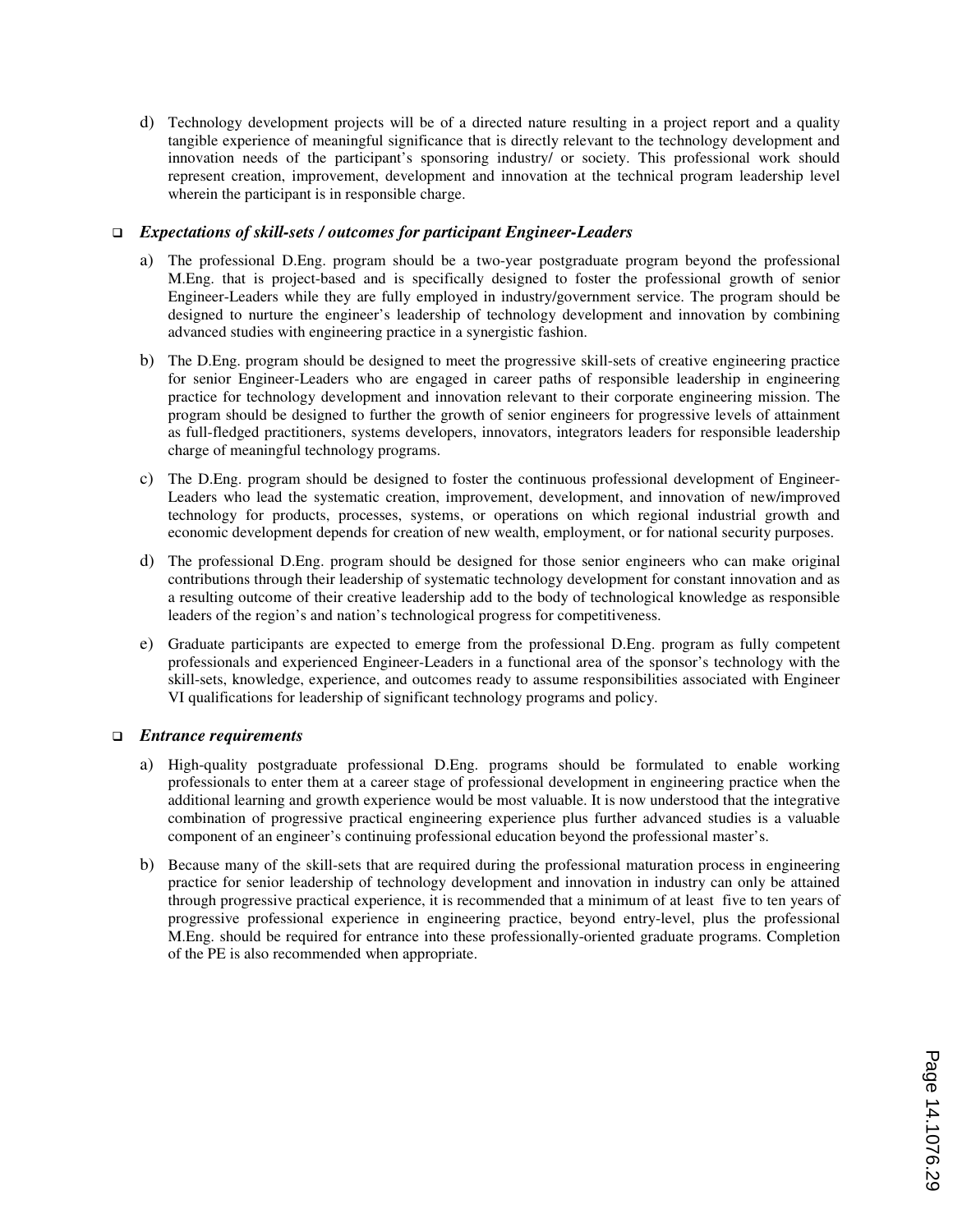d) Technology development projects will be of a directed nature resulting in a project report and a quality tangible experience of meaningful significance that is directly relevant to the technology development and innovation needs of the participant's sponsoring industry/ or society. This professional work should represent creation, improvement, development and innovation at the technical program leadership level wherein the participant is in responsible charge.

- ***Expectations of skill-sets / outcomes for participant Engineer-Leaders***

a) The professional D.Eng. program should be a two-year postgraduate program beyond the professional M.Eng. that is project-based and is specifically designed to foster the professional growth of senior Engineer-Leaders while they are fully employed in industry/government service. The program should be designed to nurture the engineer's leadership of technology development and innovation by combining advanced studies with engineering practice in a synergistic fashion.

b) The D.Eng. program should be designed to meet the progressive skill-sets of creative engineering practice for senior Engineer-Leaders who are engaged in career paths of responsible leadership in engineering practice for technology development and innovation relevant to their corporate engineering mission. The program should be designed to further the growth of senior engineers for progressive levels of attainment as full-fledged practitioners, systems developers, innovators, integrators leaders for responsible leadership charge of meaningful technology programs.

c) The D.Eng. program should be designed to foster the continuous professional development of Engineer-Leaders who lead the systematic creation, improvement, development, and innovation of new/improved technology for products, processes, systems, or operations on which regional industrial growth and economic development depends for creation of new wealth, employment, or for national security purposes.

d) The professional D.Eng. program should be designed for those senior engineers who can make original contributions through their leadership of systematic technology development for constant innovation and as a resulting outcome of their creative leadership add to the body of technological knowledge as responsible leaders of the region's and nation's technological progress for competitiveness.

e) Graduate participants are expected to emerge from the professional D.Eng. program as fully competent professionals and experienced Engineer-Leaders in a functional area of the sponsor's technology with the skill-sets, knowledge, experience, and outcomes ready to assume responsibilities associated with Engineer VI qualifications for leadership of significant technology programs and policy.

- ***Entrance requirements***

a) High-quality postgraduate professional D.Eng. programs should be formulated to enable working professionals to enter them at a career stage of professional development in engineering practice when the additional learning and growth experience would be most valuable. It is now understood that the integrative combination of progressive practical engineering experience plus further advanced studies is a valuable component of an engineer's continuing professional education beyond the professional master's.

b) Because many of the skill-sets that are required during the professional maturation process in engineering practice for senior leadership of technology development and innovation in industry can only be attained through progressive practical experience, it is recommended that a minimum of at least five to ten years of progressive professional experience in engineering practice, beyond entry-level, plus the professional M.Eng. should be required for entrance into these professionally-oriented graduate programs. Completion of the PE is also recommended when appropriate.